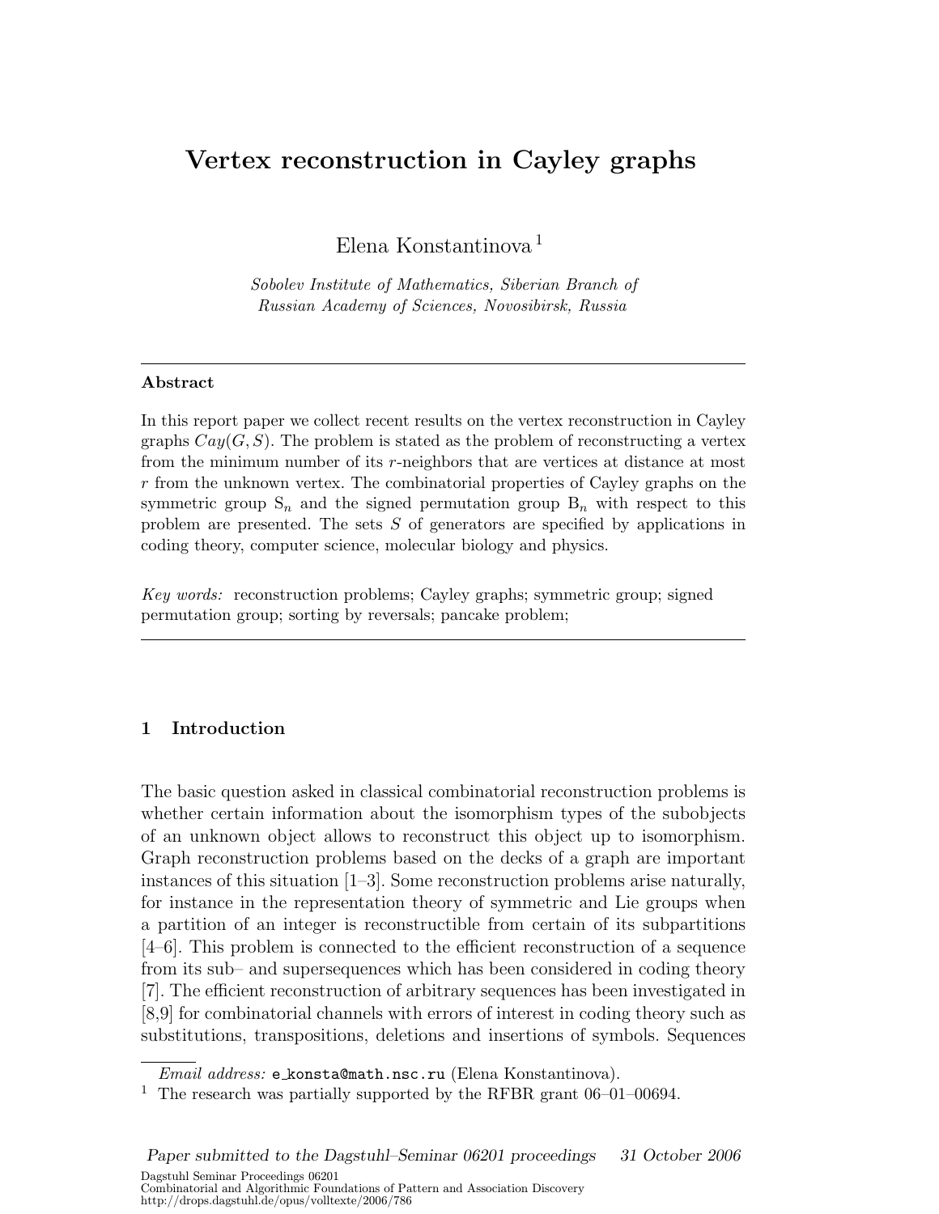# Vertex reconstruction in Cayley graphs

Elena Konstantinova [1]

*Sobolev Institute of Mathematics, Siberian Branch of Russian Academy of Sciences, Novosibirsk, Russia*

---

**Abstract**

In this report paper we collect recent results on the vertex reconstruction in Cayley graphs $Cay(G, S)$. The problem is stated as the problem of reconstructing a vertex from the minimum number of its $r$-neighbors that are vertices at distance at most $r$ from the unknown vertex. The combinatorial properties of Cayley graphs on the symmetric group $\mathrm{S}_n$ and the signed permutation group $\mathrm{B}_n$ with respect to this problem are presented. The sets $S$ of generators are specified by applications in coding theory, computer science, molecular biology and physics.

*Key words:* reconstruction problems; Cayley graphs; symmetric group; signed permutation group; sorting by reversals; pancake problem;

---

## 1 Introduction

The basic question asked in classical combinatorial reconstruction problems is whether certain information about the isomorphism types of the subobjects of an unknown object allows to reconstruct this object up to isomorphism. Graph reconstruction problems based on the decks of a graph are important instances of this situation [1–3]. Some reconstruction problems arise naturally, for instance in the representation theory of symmetric and Lie groups when a partition of an integer is reconstructible from certain of its subpartitions [4–6]. This problem is connected to the efficient reconstruction of a sequence from its sub– and supersequences which has been considered in coding theory [7]. The efficient reconstruction of arbitrary sequences has been investigated in [8,9] for combinatorial channels with errors of interest in coding theory such as substitutions, transpositions, deletions and insertions of symbols. Sequences

*Email address:* e_konsta@math.nsc.ru (Elena Konstantinova).

[1] The research was partially supported by the RFBR grant 06–01–00694.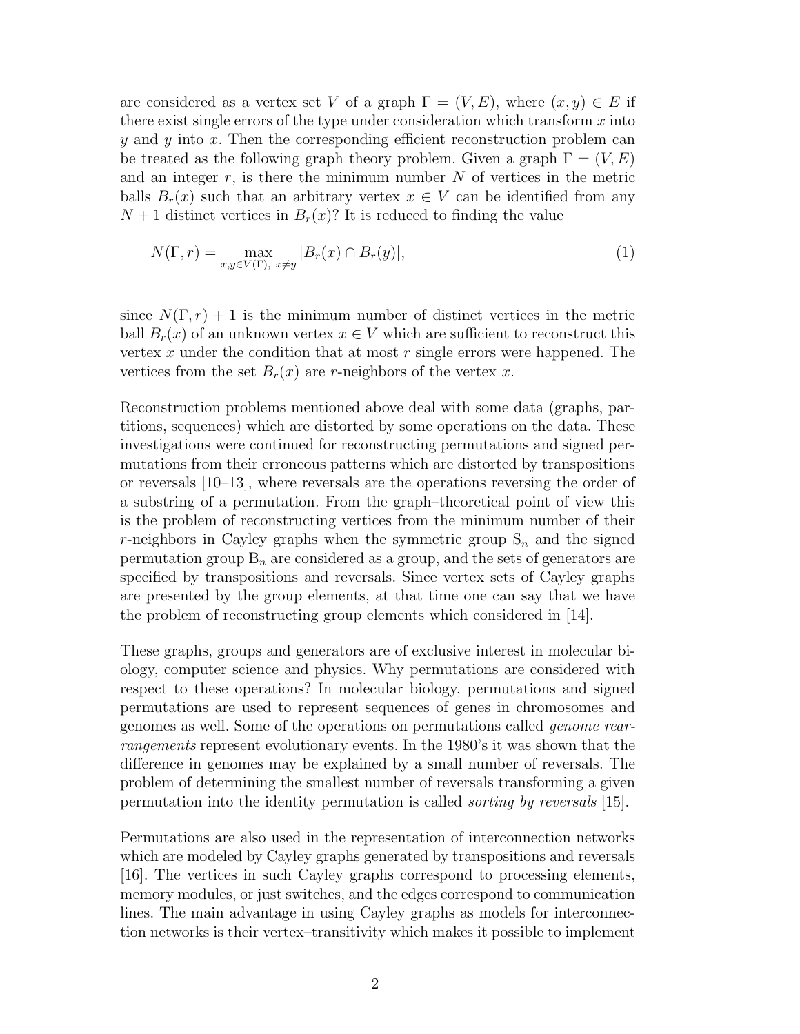are considered as a vertex set $V$ of a graph $\Gamma = (V, E)$, where $(x, y) \in E$ if there exist single errors of the type under consideration which transform $x$ into $y$ and $y$ into $x$. Then the corresponding efficient reconstruction problem can be treated as the following graph theory problem. Given a graph $\Gamma = (V, E)$ and an integer $r$, is there the minimum number $N$ of vertices in the metric balls $B_r(x)$ such that an arbitrary vertex $x \in V$ can be identified from any $N + 1$ distinct vertices in $B_r(x)$? It is reduced to finding the value

$$N(\Gamma, r) = \max_{x,y \in V(\Gamma),\ x \neq y} |B_r(x) \cap B_r(y)|, \tag{1}$$

since $N(\Gamma, r) + 1$ is the minimum number of distinct vertices in the metric ball $B_r(x)$ of an unknown vertex $x \in V$ which are sufficient to reconstruct this vertex $x$ under the condition that at most $r$ single errors were happened. The vertices from the set $B_r(x)$ are $r$-neighbors of the vertex $x$.

Reconstruction problems mentioned above deal with some data (graphs, partitions, sequences) which are distorted by some operations on the data. These investigations were continued for reconstructing permutations and signed permutations from their erroneous patterns which are distorted by transpositions or reversals [10–13], where reversals are the operations reversing the order of a substring of a permutation. From the graph–theoretical point of view this is the problem of reconstructing vertices from the minimum number of their $r$-neighbors in Cayley graphs when the symmetric group $\mathrm{S}_n$ and the signed permutation group $\mathrm{B}_n$ are considered as a group, and the sets of generators are specified by transpositions and reversals. Since vertex sets of Cayley graphs are presented by the group elements, at that time one can say that we have the problem of reconstructing group elements which considered in [14].

These graphs, groups and generators are of exclusive interest in molecular biology, computer science and physics. Why permutations are considered with respect to these operations? In molecular biology, permutations and signed permutations are used to represent sequences of genes in chromosomes and genomes as well. Some of the operations on permutations called *genome rearrangements* represent evolutionary events. In the 1980's it was shown that the difference in genomes may be explained by a small number of reversals. The problem of determining the smallest number of reversals transforming a given permutation into the identity permutation is called *sorting by reversals* [15].

Permutations are also used in the representation of interconnection networks which are modeled by Cayley graphs generated by transpositions and reversals [16]. The vertices in such Cayley graphs correspond to processing elements, memory modules, or just switches, and the edges correspond to communication lines. The main advantage in using Cayley graphs as models for interconnection networks is their vertex–transitivity which makes it possible to implement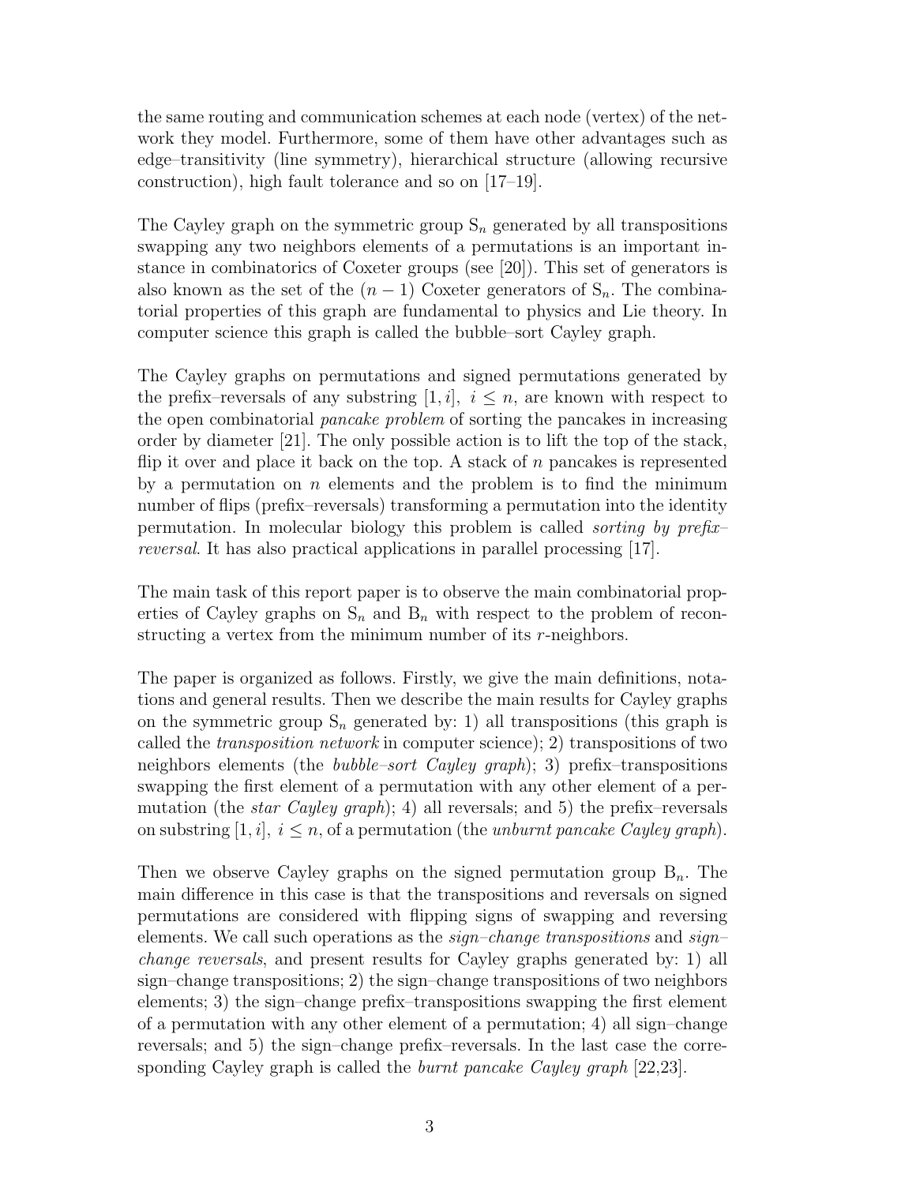the same routing and communication schemes at each node (vertex) of the network they model. Furthermore, some of them have other advantages such as edge–transitivity (line symmetry), hierarchical structure (allowing recursive construction), high fault tolerance and so on [17–19].

The Cayley graph on the symmetric group $\mathrm{S}_n$ generated by all transpositions swapping any two neighbors elements of a permutations is an important instance in combinatorics of Coxeter groups (see [20]). This set of generators is also known as the set of the $(n-1)$ Coxeter generators of $\mathrm{S}_n$. The combinatorial properties of this graph are fundamental to physics and Lie theory. In computer science this graph is called the bubble–sort Cayley graph.

The Cayley graphs on permutations and signed permutations generated by the prefix–reversals of any substring $[1, i],\ i \leq n$, are known with respect to the open combinatorial *pancake problem* of sorting the pancakes in increasing order by diameter [21]. The only possible action is to lift the top of the stack, flip it over and place it back on the top. A stack of $n$ pancakes is represented by a permutation on $n$ elements and the problem is to find the minimum number of flips (prefix–reversals) transforming a permutation into the identity permutation. In molecular biology this problem is called *sorting by prefix–reversal*. It has also practical applications in parallel processing [17].

The main task of this report paper is to observe the main combinatorial properties of Cayley graphs on $\mathrm{S}_n$ and $\mathrm{B}_n$ with respect to the problem of reconstructing a vertex from the minimum number of its $r$-neighbors.

The paper is organized as follows. Firstly, we give the main definitions, notations and general results. Then we describe the main results for Cayley graphs on the symmetric group $\mathrm{S}_n$ generated by: 1) all transpositions (this graph is called the *transposition network* in computer science); 2) transpositions of two neighbors elements (the *bubble–sort Cayley graph*); 3) prefix–transpositions swapping the first element of a permutation with any other element of a permutation (the *star Cayley graph*); 4) all reversals; and 5) the prefix–reversals on substring $[1, i],\ i \leq n$, of a permutation (the *unburnt pancake Cayley graph*).

Then we observe Cayley graphs on the signed permutation group $\mathrm{B}_n$. The main difference in this case is that the transpositions and reversals on signed permutations are considered with flipping signs of swapping and reversing elements. We call such operations as the *sign–change transpositions* and *sign–change reversals*, and present results for Cayley graphs generated by: 1) all sign–change transpositions; 2) the sign–change transpositions of two neighbors elements; 3) the sign–change prefix–transpositions swapping the first element of a permutation with any other element of a permutation; 4) all sign–change reversals; and 5) the sign–change prefix–reversals. In the last case the corresponding Cayley graph is called the *burnt pancake Cayley graph* [22,23].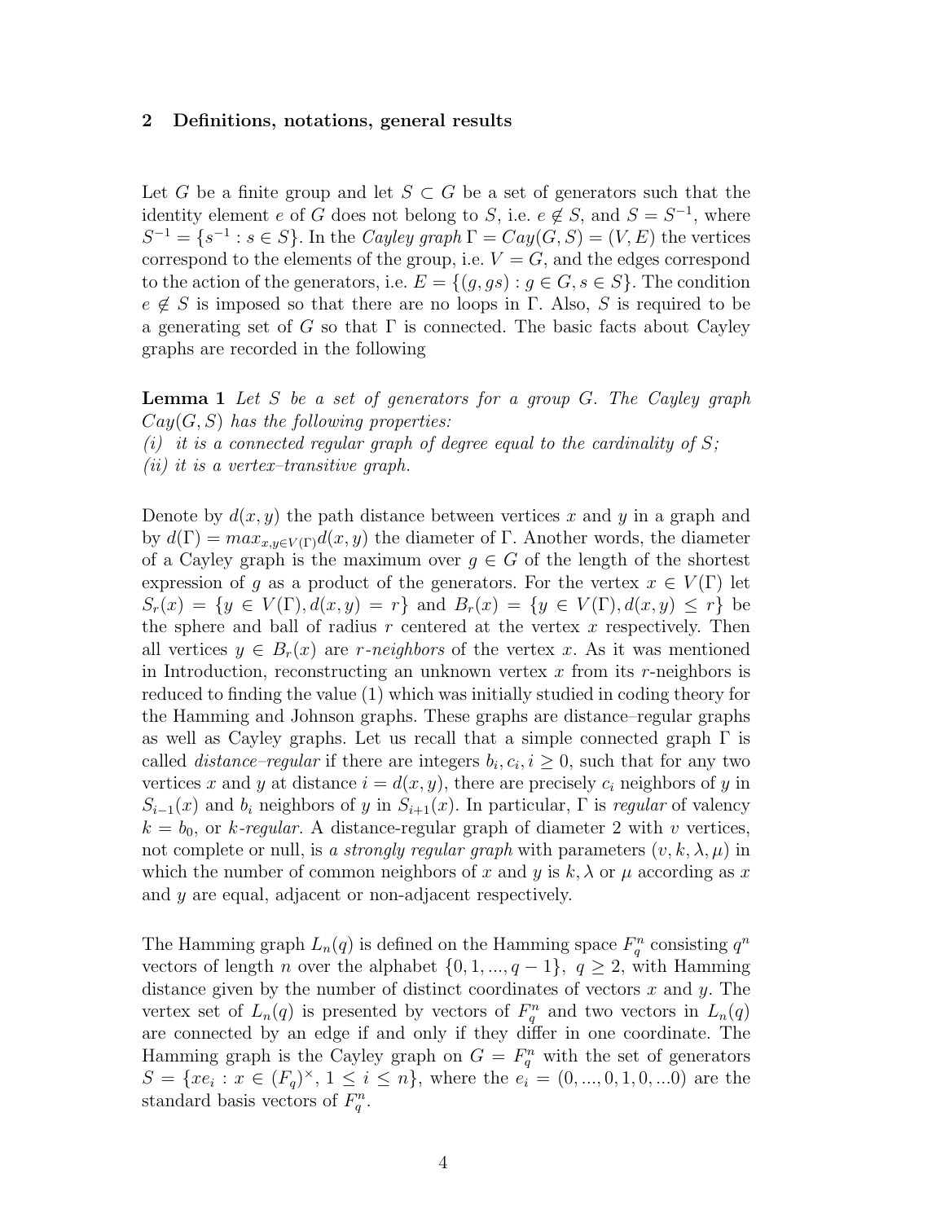## 2 Definitions, notations, general results

Let $G$ be a finite group and let $S \subset G$ be a set of generators such that the identity element $e$ of $G$ does not belong to $S$, i.e. $e \notin S$, and $S = S^{-1}$, where $S^{-1} = \{s^{-1} : s \in S\}$. In the *Cayley graph* $\Gamma = Cay(G, S) = (V, E)$ the vertices correspond to the elements of the group, i.e. $V = G$, and the edges correspond to the action of the generators, i.e. $E = \{(g, gs) : g \in G, s \in S\}$. The condition $e \notin S$ is imposed so that there are no loops in $\Gamma$. Also, $S$ is required to be a generating set of $G$ so that $\Gamma$ is connected. The basic facts about Cayley graphs are recorded in the following

**Lemma 1** *Let $S$ be a set of generators for a group $G$. The Cayley graph $Cay(G, S)$ has the following properties:*
*(i) it is a connected regular graph of degree equal to the cardinality of $S$;*
*(ii) it is a vertex–transitive graph.*

Denote by $d(x, y)$ the path distance between vertices $x$ and $y$ in a graph and by $d(\Gamma) = max_{x,y \in V(\Gamma)} d(x, y)$ the diameter of $\Gamma$. Another words, the diameter of a Cayley graph is the maximum over $g \in G$ of the length of the shortest expression of $g$ as a product of the generators. For the vertex $x \in V(\Gamma)$ let $S_r(x) = \{y \in V(\Gamma), d(x, y) = r\}$ and $B_r(x) = \{y \in V(\Gamma), d(x, y) \leq r\}$ be the sphere and ball of radius $r$ centered at the vertex $x$ respectively. Then all vertices $y \in B_r(x)$ are *$r$-neighbors* of the vertex $x$. As it was mentioned in Introduction, reconstructing an unknown vertex $x$ from its $r$-neighbors is reduced to finding the value (1) which was initially studied in coding theory for the Hamming and Johnson graphs. These graphs are distance–regular graphs as well as Cayley graphs. Let us recall that a simple connected graph $\Gamma$ is called *distance–regular* if there are integers $b_i, c_i, i \geq 0$, such that for any two vertices $x$ and $y$ at distance $i = d(x, y)$, there are precisely $c_i$ neighbors of $y$ in $S_{i-1}(x)$ and $b_i$ neighbors of $y$ in $S_{i+1}(x)$. In particular, $\Gamma$ is *regular* of valency $k = b_0$, or *$k$-regular*. A distance-regular graph of diameter 2 with $v$ vertices, not complete or null, is *a strongly regular graph* with parameters $(v, k, \lambda, \mu)$ in which the number of common neighbors of $x$ and $y$ is $k, \lambda$ or $\mu$ according as $x$ and $y$ are equal, adjacent or non-adjacent respectively.

The Hamming graph $L_n(q)$ is defined on the Hamming space $F_q^n$ consisting $q^n$ vectors of length $n$ over the alphabet $\{0, 1, ..., q-1\}$, $q \geq 2$, with Hamming distance given by the number of distinct coordinates of vectors $x$ and $y$. The vertex set of $L_n(q)$ is presented by vectors of $F_q^n$ and two vectors in $L_n(q)$ are connected by an edge if and only if they differ in one coordinate. The Hamming graph is the Cayley graph on $G = F_q^n$ with the set of generators $S = \{xe_i : x \in (F_q)^{\times}, 1 \leq i \leq n\}$, where the $e_i = (0, ..., 0, 1, 0, ...0)$ are the standard basis vectors of $F_q^n$.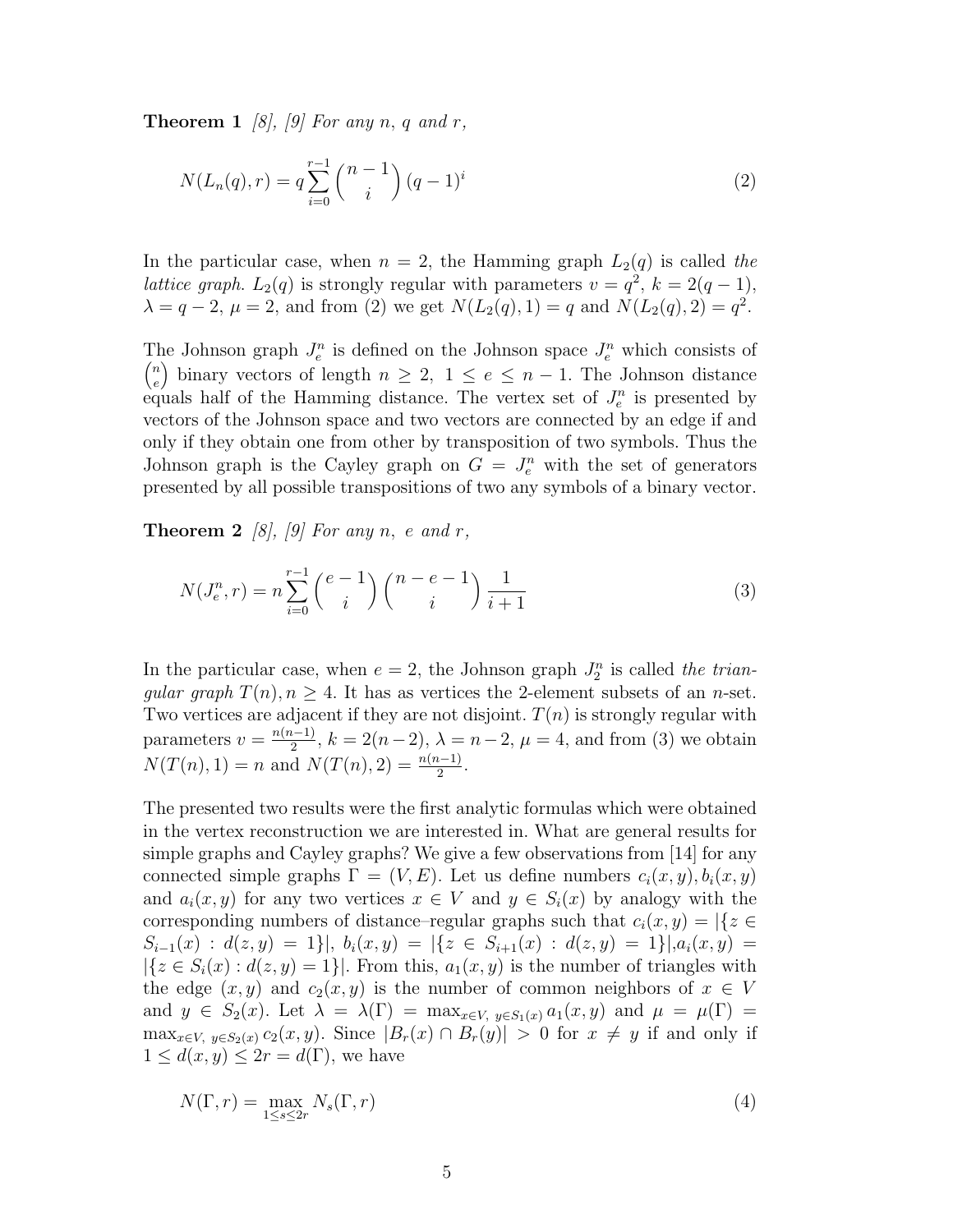**Theorem 1** *[8], [9] For any n, q and r,*

$$N(L_n(q), r) = q \sum_{i=0}^{r-1} \binom{n-1}{i} (q-1)^i \tag{2}$$

In the particular case, when $n = 2$, the Hamming graph $L_2(q)$ is called *the lattice graph.* $L_2(q)$ is strongly regular with parameters $v = q^2$, $k = 2(q-1)$, $\lambda = q-2$, $\mu = 2$, and from (2) we get $N(L_2(q), 1) = q$ and $N(L_2(q), 2) = q^2$.

The Johnson graph $J_e^n$ is defined on the Johnson space $J_e^n$ which consists of $\binom{n}{e}$ binary vectors of length $n \geq 2$, $1 \leq e \leq n-1$. The Johnson distance equals half of the Hamming distance. The vertex set of $J_e^n$ is presented by vectors of the Johnson space and two vectors are connected by an edge if and only if they obtain one from other by transposition of two symbols. Thus the Johnson graph is the Cayley graph on $G = J_e^n$ with the set of generators presented by all possible transpositions of two any symbols of a binary vector.

**Theorem 2** *[8], [9] For any n, e and r,*

$$N(J_e^n, r) = n \sum_{i=0}^{r-1} \binom{e-1}{i} \binom{n-e-1}{i} \frac{1}{i+1} \tag{3}$$

In the particular case, when $e = 2$, the Johnson graph $J_2^n$ is called *the triangular graph* $T(n), n \geq 4$. It has as vertices the 2-element subsets of an $n$-set. Two vertices are adjacent if they are not disjoint. $T(n)$ is strongly regular with parameters $v = \frac{n(n-1)}{2}$, $k = 2(n-2)$, $\lambda = n-2$, $\mu = 4$, and from (3) we obtain $N(T(n), 1) = n$ and $N(T(n), 2) = \frac{n(n-1)}{2}$.

The presented two results were the first analytic formulas which were obtained in the vertex reconstruction we are interested in. What are general results for simple graphs and Cayley graphs? We give a few observations from [14] for any connected simple graphs $\Gamma = (V, E)$. Let us define numbers $c_i(x,y), b_i(x,y)$ and $a_i(x,y)$ for any two vertices $x \in V$ and $y \in S_i(x)$ by analogy with the corresponding numbers of distance–regular graphs such that $c_i(x,y) = |\{z \in S_{i-1}(x) : d(z,y) = 1\}|$, $b_i(x,y) = |\{z \in S_{i+1}(x) : d(z,y) = 1\}|$, $a_i(x,y) = |\{z \in S_i(x) : d(z,y) = 1\}|$. From this, $a_1(x,y)$ is the number of triangles with the edge $(x,y)$ and $c_2(x,y)$ is the number of common neighbors of $x \in V$ and $y \in S_2(x)$. Let $\lambda = \lambda(\Gamma) = \max_{x \in V,\, y \in S_1(x)} a_1(x,y)$ and $\mu = \mu(\Gamma) = \max_{x \in V,\, y \in S_2(x)} c_2(x,y)$. Since $|B_r(x) \cap B_r(y)| > 0$ for $x \neq y$ if and only if $1 \leq d(x,y) \leq 2r = d(\Gamma)$, we have

$$N(\Gamma, r) = \max_{1 \leq s \leq 2r} N_s(\Gamma, r) \tag{4}$$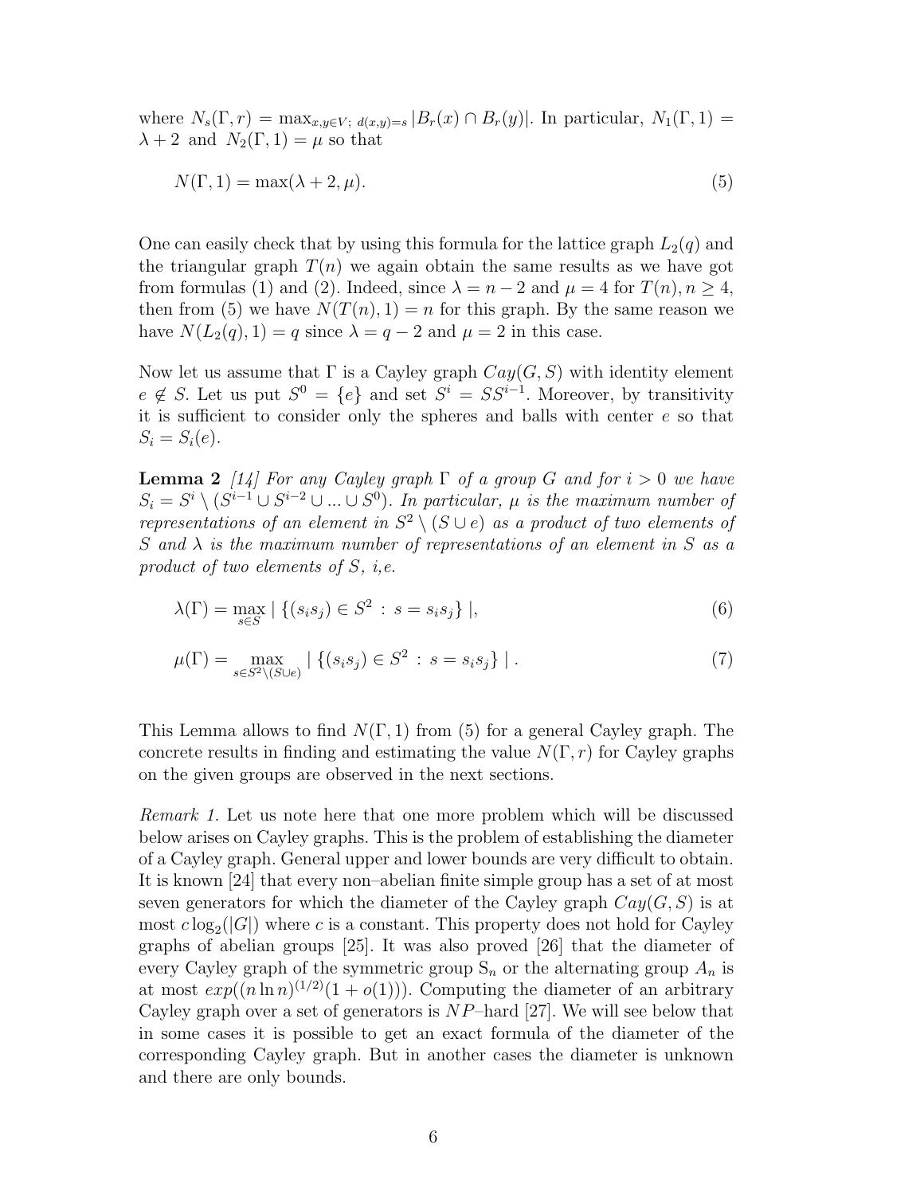where $N_s(\Gamma, r) = \max_{x,y \in V;\ d(x,y)=s} |B_r(x) \cap B_r(y)|$. In particular, $N_1(\Gamma, 1) = \lambda + 2$ and $N_2(\Gamma, 1) = \mu$ so that

$$N(\Gamma, 1) = \max(\lambda + 2, \mu). \tag{5}$$

One can easily check that by using this formula for the lattice graph $L_2(q)$ and the triangular graph $T(n)$ we again obtain the same results as we have got from formulas (1) and (2). Indeed, since $\lambda = n - 2$ and $\mu = 4$ for $T(n), n \geq 4$, then from (5) we have $N(T(n), 1) = n$ for this graph. By the same reason we have $N(L_2(q), 1) = q$ since $\lambda = q - 2$ and $\mu = 2$ in this case.

Now let us assume that $\Gamma$ is a Cayley graph $Cay(G, S)$ with identity element $e \notin S$. Let us put $S^0 = \{e\}$ and set $S^i = SS^{i-1}$. Moreover, by transitivity it is sufficient to consider only the spheres and balls with center $e$ so that $S_i = S_i(e)$.

**Lemma 2** *[14] For any Cayley graph $\Gamma$ of a group $G$ and for $i > 0$ we have $S_i = S^i \setminus (S^{i-1} \cup S^{i-2} \cup ... \cup S^0)$. In particular, $\mu$ is the maximum number of representations of an element in $S^2 \setminus (S \cup e)$ as a product of two elements of $S$ and $\lambda$ is the maximum number of representations of an element in $S$ as a product of two elements of $S$, i,e.*

$$\lambda(\Gamma) = \max_{s \in S} |\ \{(s_i s_j) \in S^2\ :\ s = s_i s_j\}\ |, \tag{6}$$

$$\mu(\Gamma) = \max_{s \in S^2 \setminus (S \cup e)} |\ \{(s_i s_j) \in S^2\ :\ s = s_i s_j\}\ |\ . \tag{7}$$

This Lemma allows to find $N(\Gamma, 1)$ from (5) for a general Cayley graph. The concrete results in finding and estimating the value $N(\Gamma, r)$ for Cayley graphs on the given groups are observed in the next sections.

*Remark 1.* Let us note here that one more problem which will be discussed below arises on Cayley graphs. This is the problem of establishing the diameter of a Cayley graph. General upper and lower bounds are very difficult to obtain. It is known [24] that every non–abelian finite simple group has a set of at most seven generators for which the diameter of the Cayley graph $Cay(G, S)$ is at most $c \log_2(|G|)$ where $c$ is a constant. This property does not hold for Cayley graphs of abelian groups [25]. It was also proved [26] that the diameter of every Cayley graph of the symmetric group $\mathrm{S}_n$ or the alternating group $A_n$ is at most $exp((n \ln n)^{(1/2)}(1 + o(1)))$. Computing the diameter of an arbitrary Cayley graph over a set of generators is $NP$–hard [27]. We will see below that in some cases it is possible to get an exact formula of the diameter of the corresponding Cayley graph. But in another cases the diameter is unknown and there are only bounds.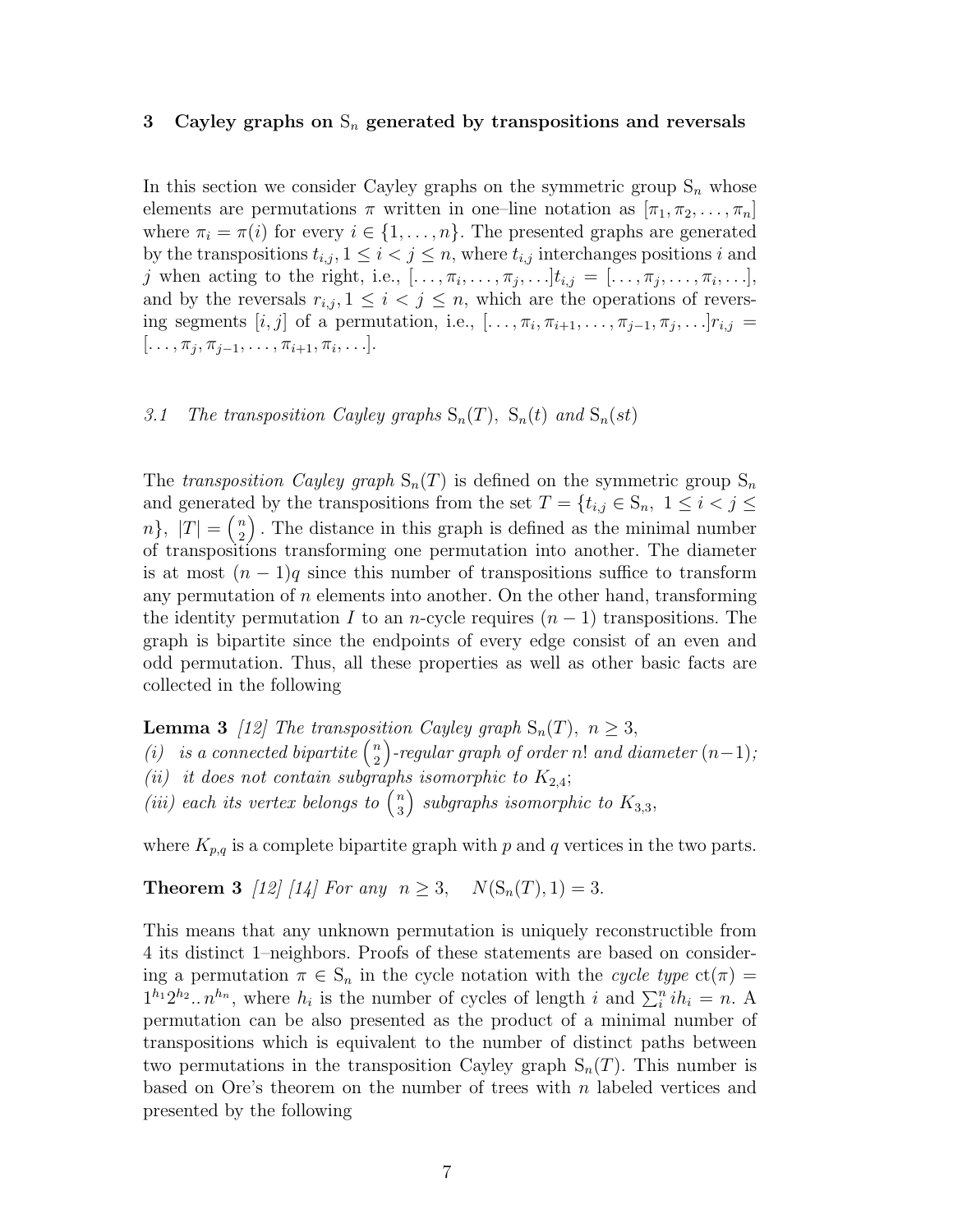## 3 Cayley graphs on $\mathrm{S}_n$ generated by transpositions and reversals

In this section we consider Cayley graphs on the symmetric group $\mathrm{S}_n$ whose elements are permutations $\pi$ written in one–line notation as $[\pi_1, \pi_2, \ldots, \pi_n]$ where $\pi_i = \pi(i)$ for every $i \in \{1, \ldots, n\}$. The presented graphs are generated by the transpositions $t_{i,j}, 1 \leq i < j \leq n$, where $t_{i,j}$ interchanges positions $i$ and $j$ when acting to the right, i.e., $[\ldots, \pi_i, \ldots, \pi_j, \ldots]t_{i,j} = [\ldots, \pi_j, \ldots, \pi_i, \ldots]$, and by the reversals $r_{i,j}, 1 \leq i < j \leq n$, which are the operations of reversing segments $[i, j]$ of a permutation, i.e., $[\ldots, \pi_i, \pi_{i+1}, \ldots, \pi_{j-1}, \pi_j, \ldots]r_{i,j} = [\ldots, \pi_j, \pi_{j-1}, \ldots, \pi_{i+1}, \pi_i, \ldots]$.

### *3.1 The transposition Cayley graphs $\mathrm{S}_n(T)$, $\mathrm{S}_n(t)$ and $\mathrm{S}_n(st)$*

The *transposition Cayley graph* $\mathrm{S}_n(T)$ is defined on the symmetric group $\mathrm{S}_n$ and generated by the transpositions from the set $T = \{t_{i,j} \in \mathrm{S}_n,\ 1 \leq i < j \leq n\},\ |T| = \binom{n}{2}$. The distance in this graph is defined as the minimal number of transpositions transforming one permutation into another. The diameter is at most $(n-1)q$ since this number of transpositions suffice to transform any permutation of $n$ elements into another. On the other hand, transforming the identity permutation $I$ to an $n$-cycle requires $(n-1)$ transpositions. The graph is bipartite since the endpoints of every edge consist of an even and odd permutation. Thus, all these properties as well as other basic facts are collected in the following

**Lemma 3** *[12] The transposition Cayley graph $\mathrm{S}_n(T),\ n \geq 3$,*
*(i) is a connected bipartite $\binom{n}{2}$-regular graph of order $n!$ and diameter $(n-1)$;*
*(ii) it does not contain subgraphs isomorphic to $K_{2,4}$;*
*(iii) each its vertex belongs to $\binom{n}{3}$ subgraphs isomorphic to $K_{3,3}$,*

where $K_{p,q}$ is a complete bipartite graph with $p$ and $q$ vertices in the two parts.

**Theorem 3** *[12] [14] For any $n \geq 3$, $\quad N(\mathrm{S}_n(T), 1) = 3$.*

This means that any unknown permutation is uniquely reconstructible from 4 its distinct 1–neighbors. Proofs of these statements are based on considering a permutation $\pi \in \mathrm{S}_n$ in the cycle notation with the *cycle type* $\mathrm{ct}(\pi) = 1^{h_1}2^{h_2}..\,n^{h_n}$, where $h_i$ is the number of cycles of length $i$ and $\sum_i^n ih_i = n$. A permutation can be also presented as the product of a minimal number of transpositions which is equivalent to the number of distinct paths between two permutations in the transposition Cayley graph $\mathrm{S}_n(T)$. This number is based on Ore's theorem on the number of trees with $n$ labeled vertices and presented by the following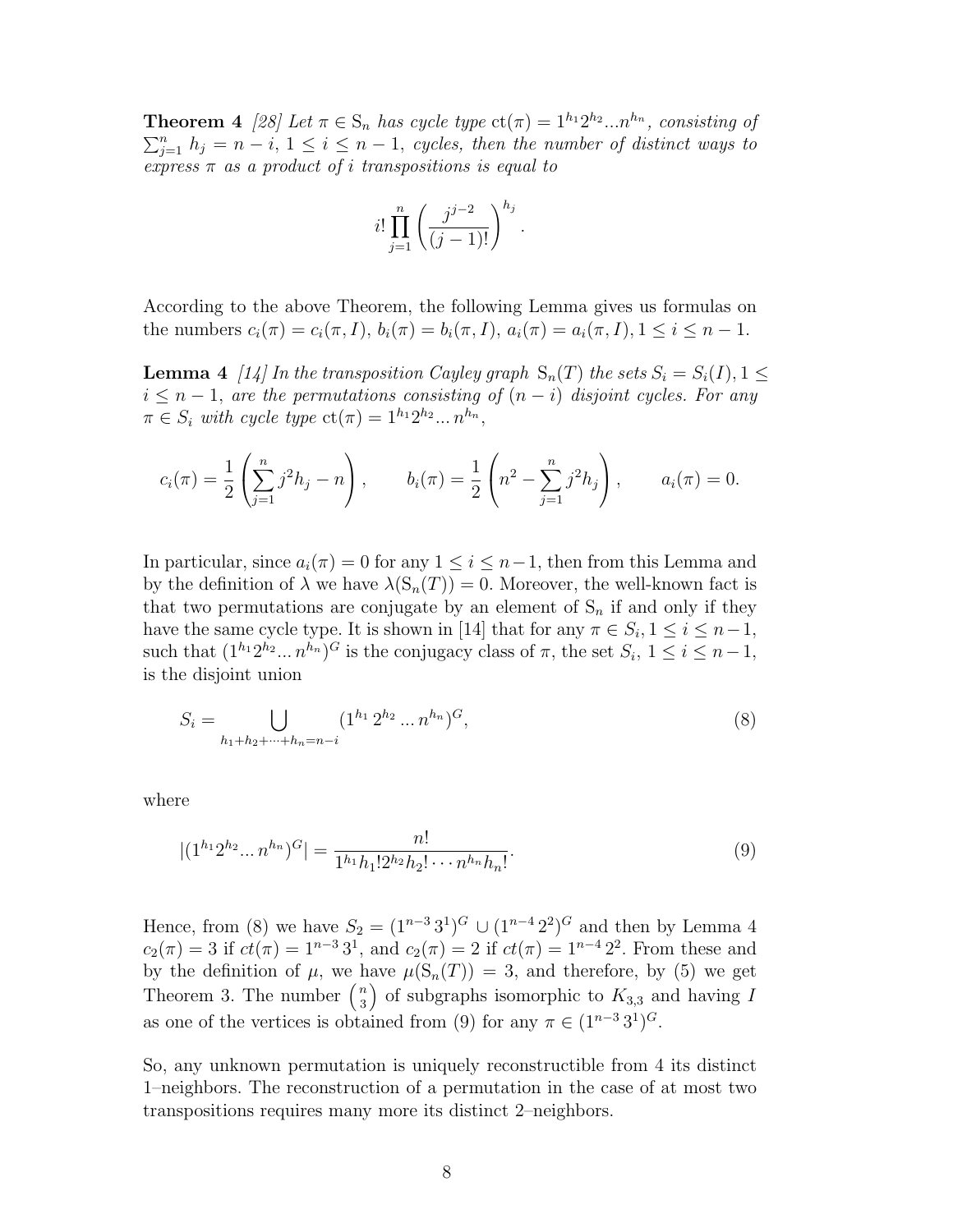**Theorem 4** *[28] Let $\pi \in \mathrm{S}_n$ has cycle type $\mathrm{ct}(\pi) = 1^{h_1}2^{h_2}...n^{h_n}$, consisting of $\sum_{j=1}^{n} h_j = n-i$, $1 \le i \le n-1$, cycles, then the number of distinct ways to express $\pi$ as a product of $i$ transpositions is equal to*

$$i! \prod_{j=1}^{n} \left( \frac{j^{j-2}}{(j-1)!} \right)^{h_j}.$$

According to the above Theorem, the following Lemma gives us formulas on the numbers $c_i(\pi) = c_i(\pi, I)$, $b_i(\pi) = b_i(\pi, I)$, $a_i(\pi) = a_i(\pi, I)$, $1 \le i \le n-1$.

**Lemma 4** *[14] In the transposition Cayley graph $\mathrm{S}_n(T)$ the sets $S_i = S_i(I)$, $1 \le i \le n-1$, are the permutations consisting of $(n-i)$ disjoint cycles. For any $\pi \in S_i$ with cycle type $\mathrm{ct}(\pi) = 1^{h_1}2^{h_2}...\,n^{h_n}$,*

$$c_i(\pi) = \frac{1}{2}\left( \sum_{j=1}^{n} j^2 h_j - n \right), \qquad b_i(\pi) = \frac{1}{2}\left( n^2 - \sum_{j=1}^{n} j^2 h_j \right), \qquad a_i(\pi) = 0.$$

In particular, since $a_i(\pi) = 0$ for any $1 \le i \le n-1$, then from this Lemma and by the definition of $\lambda$ we have $\lambda(\mathrm{S}_n(T)) = 0$. Moreover, the well-known fact is that two permutations are conjugate by an element of $\mathrm{S}_n$ if and only if they have the same cycle type. It is shown in [14] that for any $\pi \in S_i$, $1 \le i \le n-1$, such that $(1^{h_1}2^{h_2}...\,n^{h_n})^G$ is the conjugacy class of $\pi$, the set $S_i$, $1 \le i \le n-1$, is the disjoint union

$$S_i = \bigcup_{h_1+h_2+\cdots+h_n=n-i} (1^{h_1}\, 2^{h_2}\, ...\, n^{h_n})^G, \tag{8}$$

where

$$|(1^{h_1}2^{h_2}...\,n^{h_n})^G| = \frac{n!}{1^{h_1}h_1!2^{h_2}h_2! \cdots n^{h_n}h_n!}. \tag{9}$$

Hence, from (8) we have $S_2 = (1^{n-3}\,3^1)^G \cup (1^{n-4}\,2^2)^G$ and then by Lemma 4 $c_2(\pi) = 3$ if $ct(\pi) = 1^{n-3}\,3^1$, and $c_2(\pi) = 2$ if $ct(\pi) = 1^{n-4}\,2^2$. From these and by the definition of $\mu$, we have $\mu(\mathrm{S}_n(T)) = 3$, and therefore, by (5) we get Theorem 3. The number $\binom{n}{3}$ of subgraphs isomorphic to $K_{3,3}$ and having $I$ as one of the vertices is obtained from (9) for any $\pi \in (1^{n-3}\,3^1)^G$.

So, any unknown permutation is uniquely reconstructible from 4 its distinct 1–neighbors. The reconstruction of a permutation in the case of at most two transpositions requires many more its distinct 2–neighbors.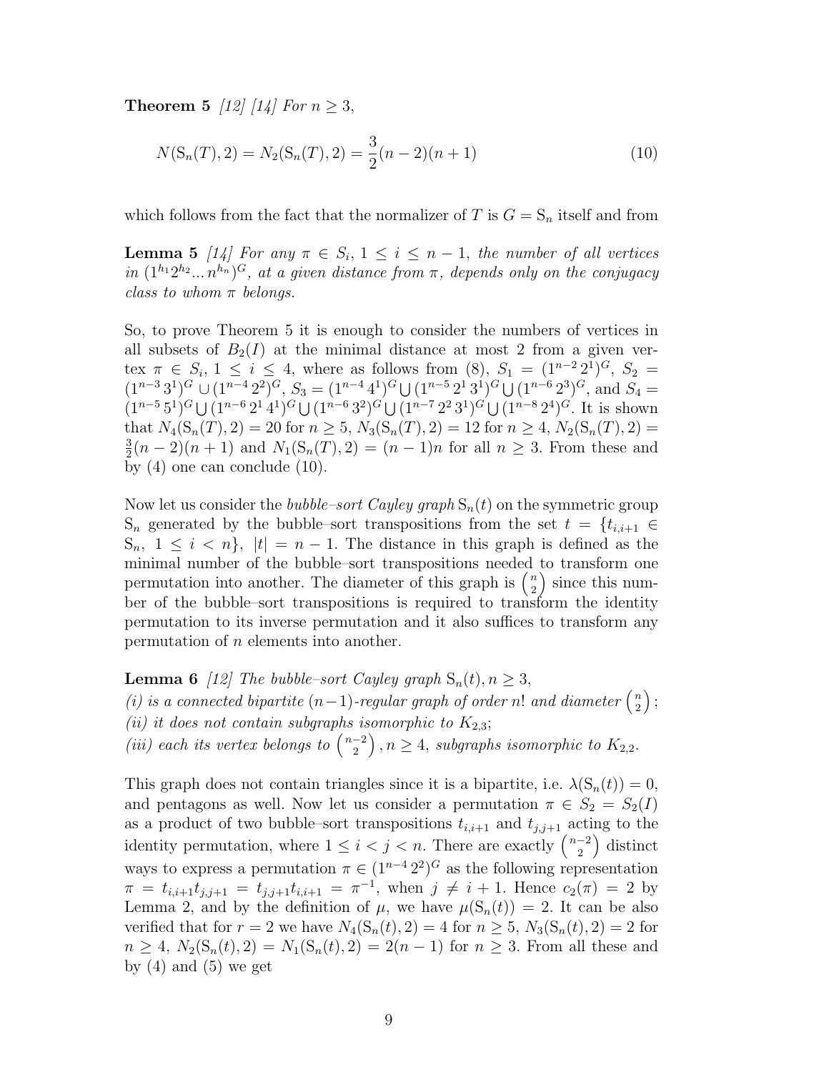**Theorem 5** *[12] [14] For $n \geq 3$,*

$$N(\mathrm{S}_n(T), 2) = N_2(\mathrm{S}_n(T), 2) = \frac{3}{2}(n-2)(n+1) \tag{10}$$

which follows from the fact that the normalizer of $T$ is $G = \mathrm{S}_n$ itself and from

**Lemma 5** *[14] For any $\pi \in S_i$, $1 \leq i \leq n-1$, the number of all vertices in $(1^{h_1} 2^{h_2} ... n^{h_n})^G$, at a given distance from $\pi$, depends only on the conjugacy class to whom $\pi$ belongs.*

So, to prove Theorem 5 it is enough to consider the numbers of vertices in all subsets of $B_2(I)$ at the minimal distance at most 2 from a given vertex $\pi \in S_i$, $1 \leq i \leq 4$, where as follows from (8), $S_1 = (1^{n-2}\, 2^1)^G$, $S_2 = (1^{n-3}\, 3^1)^G \cup (1^{n-4}\, 2^2)^G$, $S_3 = (1^{n-4}\, 4^1)^G \bigcup (1^{n-5}\, 2^1\, 3^1)^G \bigcup (1^{n-6}\, 2^3)^G$, and $S_4 = (1^{n-5}\, 5^1)^G \bigcup (1^{n-6}\, 2^1\, 4^1)^G \bigcup (1^{n-6}\, 3^2)^G \bigcup (1^{n-7}\, 2^2\, 3^1)^G \bigcup (1^{n-8}\, 2^4)^G$. It is shown that $N_4(\mathrm{S}_n(T), 2) = 20$ for $n \geq 5$, $N_3(\mathrm{S}_n(T), 2) = 12$ for $n \geq 4$, $N_2(\mathrm{S}_n(T), 2) = \frac{3}{2}(n-2)(n+1)$ and $N_1(\mathrm{S}_n(T), 2) = (n-1)n$ for all $n \geq 3$. From these and by (4) one can conclude (10).

Now let us consider the *bubble–sort Cayley graph* $\mathrm{S}_n(t)$ on the symmetric group $\mathrm{S}_n$ generated by the bubble–sort transpositions from the set $t = \{t_{i,i+1} \in \mathrm{S}_n,\ 1 \leq i < n\}$, $|t| = n-1$. The distance in this graph is defined as the minimal number of the bubble–sort transpositions needed to transform one permutation into another. The diameter of this graph is $\binom{n}{2}$ since this number of the bubble–sort transpositions is required to transform the identity permutation to its inverse permutation and it also suffices to transform any permutation of $n$ elements into another.

**Lemma 6** *[12] The bubble–sort Cayley graph $\mathrm{S}_n(t), n \geq 3$,*
*(i) is a connected bipartite $(n-1)$-regular graph of order $n!$ and diameter $\binom{n}{2}$;*
*(ii) it does not contain subgraphs isomorphic to $K_{2,3}$;*
*(iii) each its vertex belongs to $\binom{n-2}{2}, n \geq 4$, subgraphs isomorphic to $K_{2,2}$.*

This graph does not contain triangles since it is a bipartite, i.e. $\lambda(\mathrm{S}_n(t)) = 0$, and pentagons as well. Now let us consider a permutation $\pi \in S_2 = S_2(I)$ as a product of two bubble–sort transpositions $t_{i,i+1}$ and $t_{j,j+1}$ acting to the identity permutation, where $1 \leq i < j < n$. There are exactly $\binom{n-2}{2}$ distinct ways to express a permutation $\pi \in (1^{n-4}\, 2^2)^G$ as the following representation $\pi = t_{i,i+1} t_{j,j+1} = t_{j,j+1} t_{i,i+1} = \pi^{-1}$, when $j \neq i+1$. Hence $c_2(\pi) = 2$ by Lemma 2, and by the definition of $\mu$, we have $\mu(\mathrm{S}_n(t)) = 2$. It can be also verified that for $r = 2$ we have $N_4(\mathrm{S}_n(t), 2) = 4$ for $n \geq 5$, $N_3(\mathrm{S}_n(t), 2) = 2$ for $n \geq 4$, $N_2(\mathrm{S}_n(t), 2) = N_1(\mathrm{S}_n(t), 2) = 2(n-1)$ for $n \geq 3$. From all these and by (4) and (5) we get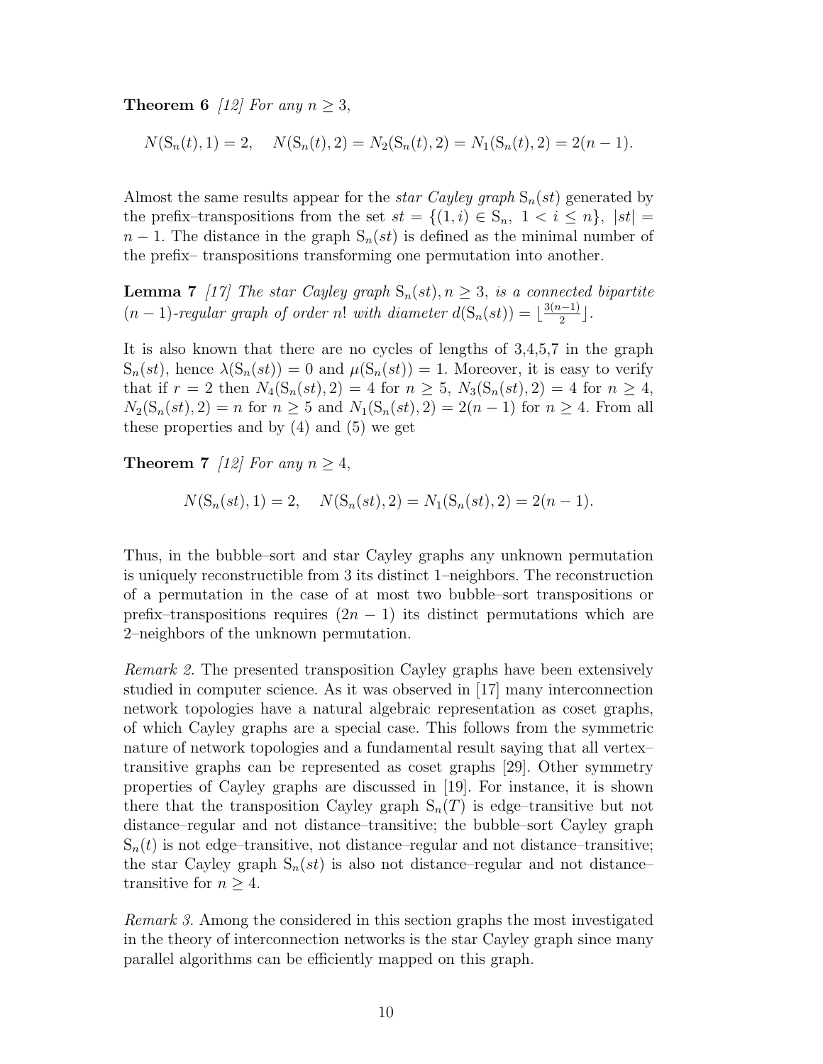**Theorem 6** *[12] For any $n \geq 3$,*

$$N(\mathrm{S}_n(t), 1) = 2, \quad N(\mathrm{S}_n(t), 2) = N_2(\mathrm{S}_n(t), 2) = N_1(\mathrm{S}_n(t), 2) = 2(n-1).$$

Almost the same results appear for the *star Cayley graph* $\mathrm{S}_n(st)$ generated by the prefix–transpositions from the set $st = \{(1, i) \in \mathrm{S}_n,\ 1 < i \leq n\}$, $|st| = n - 1$. The distance in the graph $\mathrm{S}_n(st)$ is defined as the minimal number of the prefix– transpositions transforming one permutation into another.

**Lemma 7** *[17] The star Cayley graph $\mathrm{S}_n(st), n \geq 3$, is a connected bipartite $(n-1)$-regular graph of order $n!$ with diameter $d(\mathrm{S}_n(st)) = \lfloor \frac{3(n-1)}{2} \rfloor$.*

It is also known that there are no cycles of lengths of 3,4,5,7 in the graph $\mathrm{S}_n(st)$, hence $\lambda(\mathrm{S}_n(st)) = 0$ and $\mu(\mathrm{S}_n(st)) = 1$. Moreover, it is easy to verify that if $r = 2$ then $N_4(\mathrm{S}_n(st), 2) = 4$ for $n \geq 5$, $N_3(\mathrm{S}_n(st), 2) = 4$ for $n \geq 4$, $N_2(\mathrm{S}_n(st), 2) = n$ for $n \geq 5$ and $N_1(\mathrm{S}_n(st), 2) = 2(n-1)$ for $n \geq 4$. From all these properties and by (4) and (5) we get

**Theorem 7** *[12] For any $n \geq 4$,*

$$N(\mathrm{S}_n(st), 1) = 2, \quad N(\mathrm{S}_n(st), 2) = N_1(\mathrm{S}_n(st), 2) = 2(n-1).$$

Thus, in the bubble–sort and star Cayley graphs any unknown permutation is uniquely reconstructible from 3 its distinct 1–neighbors. The reconstruction of a permutation in the case of at most two bubble–sort transpositions or prefix–transpositions requires $(2n-1)$ its distinct permutations which are 2–neighbors of the unknown permutation.

*Remark 2.* The presented transposition Cayley graphs have been extensively studied in computer science. As it was observed in [17] many interconnection network topologies have a natural algebraic representation as coset graphs, of which Cayley graphs are a special case. This follows from the symmetric nature of network topologies and a fundamental result saying that all vertex–transitive graphs can be represented as coset graphs [29]. Other symmetry properties of Cayley graphs are discussed in [19]. For instance, it is shown there that the transposition Cayley graph $\mathrm{S}_n(T)$ is edge–transitive but not distance–regular and not distance–transitive; the bubble–sort Cayley graph $\mathrm{S}_n(t)$ is not edge–transitive, not distance–regular and not distance–transitive; the star Cayley graph $\mathrm{S}_n(st)$ is also not distance–regular and not distance–transitive for $n \geq 4$.

*Remark 3.* Among the considered in this section graphs the most investigated in the theory of interconnection networks is the star Cayley graph since many parallel algorithms can be efficiently mapped on this graph.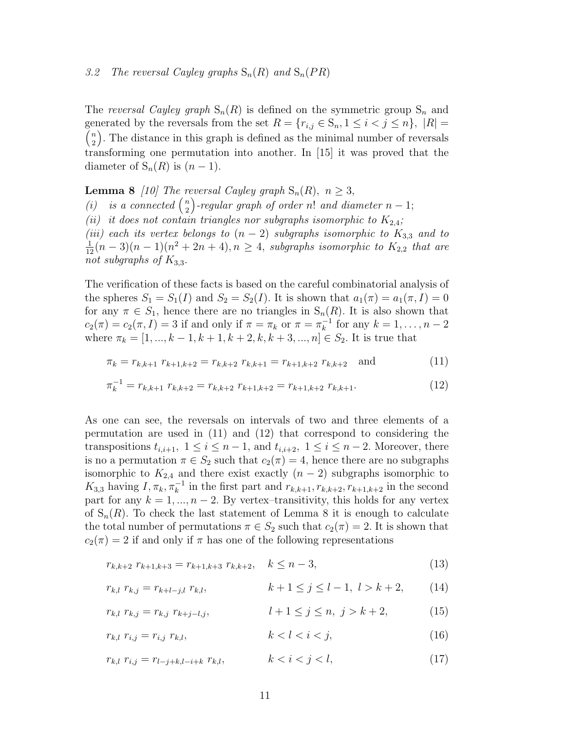### 3.2 The reversal Cayley graphs $\mathrm{S}_n(R)$ and $\mathrm{S}_n(PR)$

The *reversal Cayley graph* $\mathrm{S}_n(R)$ is defined on the symmetric group $\mathrm{S}_n$ and generated by the reversals from the set $R = \{r_{i,j} \in \mathrm{S}_n, 1 \leq i < j \leq n\}$, $|R| = \binom{n}{2}$. The distance in this graph is defined as the minimal number of reversals transforming one permutation into another. In [15] it was proved that the diameter of $\mathrm{S}_n(R)$ is $(n-1)$.

**Lemma 8** *[10] The reversal Cayley graph $\mathrm{S}_n(R)$, $n \geq 3$,*
*(i) is a connected $\binom{n}{2}$-regular graph of order $n!$ and diameter $n-1$;*
*(ii) it does not contain triangles nor subgraphs isomorphic to $K_{2,4}$;*
*(iii) each its vertex belongs to $(n-2)$ subgraphs isomorphic to $K_{3,3}$ and to $\frac{1}{12}(n-3)(n-1)(n^2+2n+4), n \geq 4$, subgraphs isomorphic to $K_{2,2}$ that are not subgraphs of $K_{3,3}$.*

The verification of these facts is based on the careful combinatorial analysis of the spheres $S_1 = S_1(I)$ and $S_2 = S_2(I)$. It is shown that $a_1(\pi) = a_1(\pi, I) = 0$ for any $\pi \in S_1$, hence there are no triangles in $\mathrm{S}_n(R)$. It is also shown that $c_2(\pi) = c_2(\pi, I) = 3$ if and only if $\pi = \pi_k$ or $\pi = \pi_k^{-1}$ for any $k = 1, \ldots, n-2$ where $\pi_k = [1, ..., k-1, k+1, k+2, k, k+3, ..., n] \in S_2$. It is true that

$$\pi_k = r_{k,k+1}\ r_{k+1,k+2} = r_{k,k+2}\ r_{k,k+1} = r_{k+1,k+2}\ r_{k,k+2} \quad \text{and} \tag{11}$$

$$\pi_k^{-1} = r_{k,k+1}\ r_{k,k+2} = r_{k,k+2}\ r_{k+1,k+2} = r_{k+1,k+2}\ r_{k,k+1}. \tag{12}$$

As one can see, the reversals on intervals of two and three elements of a permutation are used in (11) and (12) that correspond to considering the transpositions $t_{i,i+1}$, $1 \leq i \leq n-1$, and $t_{i,i+2}$, $1 \leq i \leq n-2$. Moreover, there is no a permutation $\pi \in S_2$ such that $c_2(\pi) = 4$, hence there are no subgraphs isomorphic to $K_{2,4}$ and there exist exactly $(n-2)$ subgraphs isomorphic to $K_{3,3}$ having $I, \pi_k, \pi_k^{-1}$ in the first part and $r_{k,k+1}, r_{k,k+2}, r_{k+1,k+2}$ in the second part for any $k = 1, ..., n-2$. By vertex–transitivity, this holds for any vertex of $\mathrm{S}_n(R)$. To check the last statement of Lemma 8 it is enough to calculate the total number of permutations $\pi \in S_2$ such that $c_2(\pi) = 2$. It is shown that $c_2(\pi) = 2$ if and only if $\pi$ has one of the following representations

$$r_{k,k+2}\ r_{k+1,k+3} = r_{k+1,k+3}\ r_{k,k+2}, \quad k \leq n-3, \tag{13}$$

$$r_{k,l}\ r_{k,j} = r_{k+l-j,l}\ r_{k,l}, \qquad k+1 \leq j \leq l-1,\ l > k+2, \tag{14}$$

$$r_{k,l}\ r_{k,j} = r_{k,j}\ r_{k+j-l,j}, \qquad l+1 \leq j \leq n,\ j > k+2, \tag{15}$$

$$r_{k,l}\ r_{i,j} = r_{i,j}\ r_{k,l}, \qquad k < l < i < j, \tag{16}$$

$$r_{k,l}\ r_{i,j} = r_{l-j+k,l-i+k}\ r_{k,l}, \qquad k < i < j < l, \tag{17}$$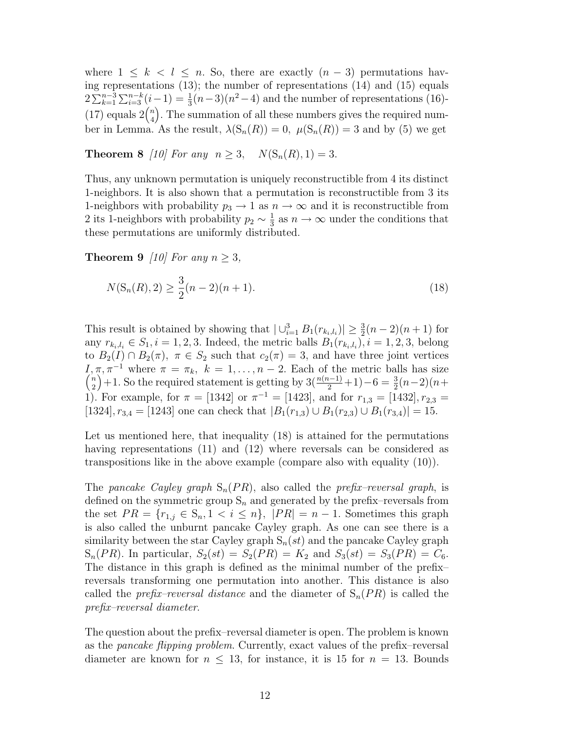where $1 \leq k < l \leq n$. So, there are exactly $(n-3)$ permutations having representations (13); the number of representations (14) and (15) equals $2\sum_{k=1}^{n-3}\sum_{i=3}^{n-k}(i-1) = \frac{1}{3}(n-3)(n^2-4)$ and the number of representations (16)-(17) equals $2\binom{n}{4}$. The summation of all these numbers gives the required number in Lemma. As the result, $\lambda(\mathrm{S}_n(R)) = 0$, $\mu(\mathrm{S}_n(R)) = 3$ and by (5) we get

**Theorem 8** *[10] For any $n \geq 3$, $N(\mathrm{S}_n(R), 1) = 3$.*

Thus, any unknown permutation is uniquely reconstructible from 4 its distinct 1-neighbors. It is also shown that a permutation is reconstructible from 3 its 1-neighbors with probability $p_3 \to 1$ as $n \to \infty$ and it is reconstructible from 2 its 1-neighbors with probability $p_2 \sim \frac{1}{3}$ as $n \to \infty$ under the conditions that these permutations are uniformly distributed.

**Theorem 9** *[10] For any $n \geq 3$,*

$$N(\mathrm{S}_n(R), 2) \geq \frac{3}{2}(n-2)(n+1). \tag{18}$$

This result is obtained by showing that $|\cup_{i=1}^{3} B_1(r_{k_i,l_i})| \geq \frac{3}{2}(n-2)(n+1)$ for any $r_{k_i,l_i} \in S_1, i = 1, 2, 3$. Indeed, the metric balls $B_1(r_{k_i,l_i}), i = 1, 2, 3$, belong to $B_2(I) \cap B_2(\pi)$, $\pi \in S_2$ such that $c_2(\pi) = 3$, and have three joint vertices $I, \pi, \pi^{-1}$ where $\pi = \pi_k$, $k = 1, \ldots, n-2$. Each of the metric balls has size $\binom{n}{2}+1$. So the required statement is getting by $3(\frac{n(n-1)}{2}+1)-6 = \frac{3}{2}(n-2)(n+1)$. For example, for $\pi = [1342]$ or $\pi^{-1} = [1423]$, and for $r_{1,3} = [1432], r_{2,3} = [1324], r_{3,4} = [1243]$ one can check that $|B_1(r_{1,3}) \cup B_1(r_{2,3}) \cup B_1(r_{3,4})| = 15$.

Let us mentioned here, that inequality (18) is attained for the permutations having representations (11) and (12) where reversals can be considered as transpositions like in the above example (compare also with equality (10)).

The *pancake Cayley graph* $\mathrm{S}_n(PR)$, also called the *prefix–reversal graph*, is defined on the symmetric group $\mathrm{S}_n$ and generated by the prefix–reversals from the set $PR = \{r_{1,j} \in \mathrm{S}_n, 1 < i \leq n\}$, $|PR| = n-1$. Sometimes this graph is also called the unburnt pancake Cayley graph. As one can see there is a similarity between the star Cayley graph $\mathrm{S}_n(st)$ and the pancake Cayley graph $\mathrm{S}_n(PR)$. In particular, $S_2(st) = S_2(PR) = K_2$ and $S_3(st) = S_3(PR) = C_6$. The distance in this graph is defined as the minimal number of the prefix–reversals transforming one permutation into another. This distance is also called the *prefix–reversal distance* and the diameter of $\mathrm{S}_n(PR)$ is called the *prefix–reversal diameter*.

The question about the prefix–reversal diameter is open. The problem is known as the *pancake flipping problem*. Currently, exact values of the prefix–reversal diameter are known for $n \leq 13$, for instance, it is 15 for $n = 13$. Bounds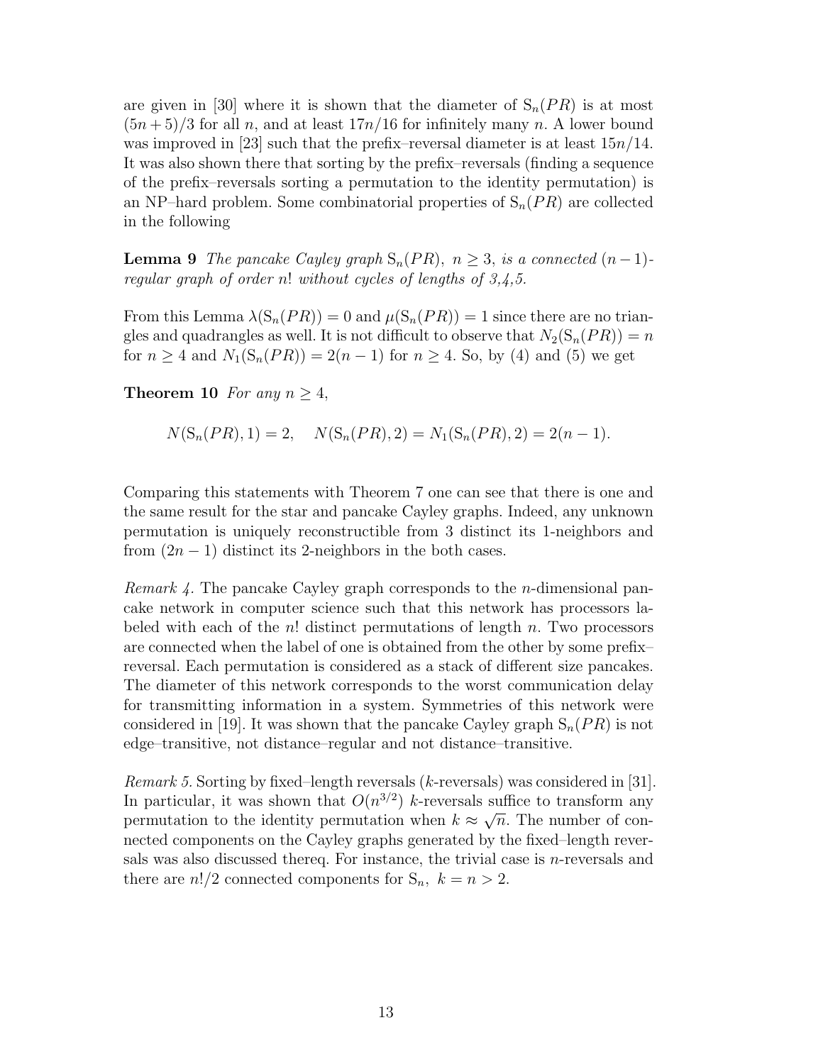are given in [30] where it is shown that the diameter of $\mathrm{S}_n(PR)$ is at most $(5n+5)/3$ for all $n$, and at least $17n/16$ for infinitely many $n$. A lower bound was improved in [23] such that the prefix–reversal diameter is at least $15n/14$. It was also shown there that sorting by the prefix–reversals (finding a sequence of the prefix–reversals sorting a permutation to the identity permutation) is an NP–hard problem. Some combinatorial properties of $\mathrm{S}_n(PR)$ are collected in the following

**Lemma 9** *The pancake Cayley graph* $\mathrm{S}_n(PR)$*,* $n \geq 3$*, is a connected* $(n-1)$*-regular graph of order* $n!$ *without cycles of lengths of 3,4,5.*

From this Lemma $\lambda(\mathrm{S}_n(PR)) = 0$ and $\mu(\mathrm{S}_n(PR)) = 1$ since there are no triangles and quadrangles as well. It is not difficult to observe that $N_2(\mathrm{S}_n(PR)) = n$ for $n \geq 4$ and $N_1(\mathrm{S}_n(PR)) = 2(n-1)$ for $n \geq 4$. So, by (4) and (5) we get

**Theorem 10** *For any* $n \geq 4$*,*

$$N(\mathrm{S}_n(PR), 1) = 2, \quad N(\mathrm{S}_n(PR), 2) = N_1(\mathrm{S}_n(PR), 2) = 2(n-1).$$

Comparing this statements with Theorem 7 one can see that there is one and the same result for the star and pancake Cayley graphs. Indeed, any unknown permutation is uniquely reconstructible from 3 distinct its 1-neighbors and from $(2n-1)$ distinct its 2-neighbors in the both cases.

*Remark 4.* The pancake Cayley graph corresponds to the $n$-dimensional pancake network in computer science such that this network has processors labeled with each of the $n!$ distinct permutations of length $n$. Two processors are connected when the label of one is obtained from the other by some prefix–reversal. Each permutation is considered as a stack of different size pancakes. The diameter of this network corresponds to the worst communication delay for transmitting information in a system. Symmetries of this network were considered in [19]. It was shown that the pancake Cayley graph $\mathrm{S}_n(PR)$ is not edge–transitive, not distance–regular and not distance–transitive.

*Remark 5.* Sorting by fixed–length reversals ($k$-reversals) was considered in [31]. In particular, it was shown that $O(n^{3/2})$ $k$-reversals suffice to transform any permutation to the identity permutation when $k \approx \sqrt{n}$. The number of connected components on the Cayley graphs generated by the fixed–length reversals was also discussed thereq. For instance, the trivial case is $n$-reversals and there are $n!/2$ connected components for $\mathrm{S}_n$, $k = n > 2$.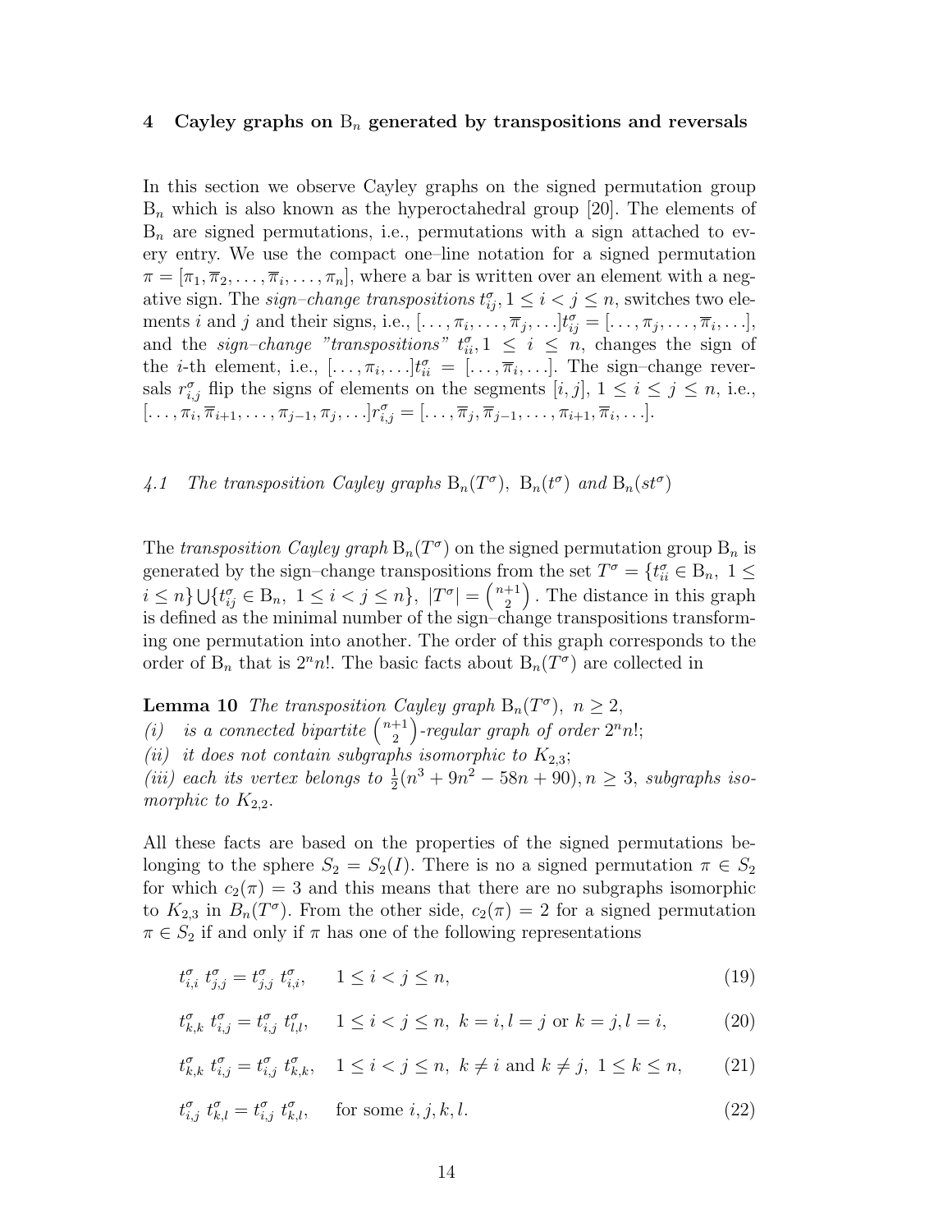## 4 Cayley graphs on $\mathrm{B}_n$ generated by transpositions and reversals

In this section we observe Cayley graphs on the signed permutation group $\mathrm{B}_n$ which is also known as the hyperoctahedral group [20]. The elements of $\mathrm{B}_n$ are signed permutations, i.e., permutations with a sign attached to every entry. We use the compact one–line notation for a signed permutation $\pi = [\pi_1, \overline{\pi}_2, \ldots, \overline{\pi}_i, \ldots, \pi_n]$, where a bar is written over an element with a negative sign. The *sign–change transpositions* $t^\sigma_{ij}, 1 \leq i < j \leq n$, switches two elements $i$ and $j$ and their signs, i.e., $[\ldots, \pi_i, \ldots, \overline{\pi}_j, \ldots] t^\sigma_{ij} = [\ldots, \pi_j, \ldots, \overline{\pi}_i, \ldots]$, and the *sign–change "transpositions"* $t^\sigma_{ii}, 1 \leq i \leq n$, changes the sign of the $i$-th element, i.e., $[\ldots, \pi_i, \ldots] t^\sigma_{ii} = [\ldots, \overline{\pi}_i, \ldots]$. The sign–change reversals $r^\sigma_{i,j}$ flip the signs of elements on the segments $[i, j]$, $1 \leq i \leq j \leq n$, i.e., $[\ldots, \pi_i, \overline{\pi}_{i+1}, \ldots, \pi_{j-1}, \pi_j, \ldots] r^\sigma_{i,j} = [\ldots, \overline{\pi}_j, \overline{\pi}_{j-1}, \ldots, \pi_{i+1}, \overline{\pi}_i, \ldots]$.

### *4.1 The transposition Cayley graphs $\mathrm{B}_n(T^\sigma)$, $\mathrm{B}_n(t^\sigma)$ and $\mathrm{B}_n(st^\sigma)$*

The *transposition Cayley graph* $\mathrm{B}_n(T^\sigma)$ on the signed permutation group $\mathrm{B}_n$ is generated by the sign–change transpositions from the set $T^\sigma = \{t^\sigma_{ii} \in \mathrm{B}_n,\ 1 \leq i \leq n\} \bigcup \{t^\sigma_{ij} \in \mathrm{B}_n,\ 1 \leq i < j \leq n\}$, $|T^\sigma| = \binom{n+1}{2}$. The distance in this graph is defined as the minimal number of the sign–change transpositions transforming one permutation into another. The order of this graph corresponds to the order of $\mathrm{B}_n$ that is $2^n n!$. The basic facts about $\mathrm{B}_n(T^\sigma)$ are collected in

**Lemma 10** *The transposition Cayley graph $\mathrm{B}_n(T^\sigma)$, $n \geq 2$,*
*(i) is a connected bipartite $\binom{n+1}{2}$-regular graph of order $2^n n!$;*
*(ii) it does not contain subgraphs isomorphic to $K_{2,3}$;*
*(iii) each its vertex belongs to $\frac{1}{2}(n^3 + 9n^2 - 58n + 90), n \geq 3$, subgraphs isomorphic to $K_{2,2}$.*

All these facts are based on the properties of the signed permutations belonging to the sphere $S_2 = S_2(I)$. There is no a signed permutation $\pi \in S_2$ for which $c_2(\pi) = 3$ and this means that there are no subgraphs isomorphic to $K_{2,3}$ in $B_n(T^\sigma)$. From the other side, $c_2(\pi) = 2$ for a signed permutation $\pi \in S_2$ if and only if $\pi$ has one of the following representations

$$t^\sigma_{i,i}\ t^\sigma_{j,j} = t^\sigma_{j,j}\ t^\sigma_{i,i}, \quad 1 \leq i < j \leq n, \tag{19}$$

$$t^\sigma_{k,k}\ t^\sigma_{i,j} = t^\sigma_{i,j}\ t^\sigma_{l,l}, \quad 1 \leq i < j \leq n,\ k = i, l = j \text{ or } k = j, l = i, \tag{20}$$

$$t^\sigma_{k,k}\ t^\sigma_{i,j} = t^\sigma_{i,j}\ t^\sigma_{k,k}, \quad 1 \leq i < j \leq n,\ k \neq i \text{ and } k \neq j,\ 1 \leq k \leq n, \tag{21}$$

$$t^\sigma_{i,j}\ t^\sigma_{k,l} = t^\sigma_{i,j}\ t^\sigma_{k,l}, \quad \text{for some } i, j, k, l. \tag{22}$$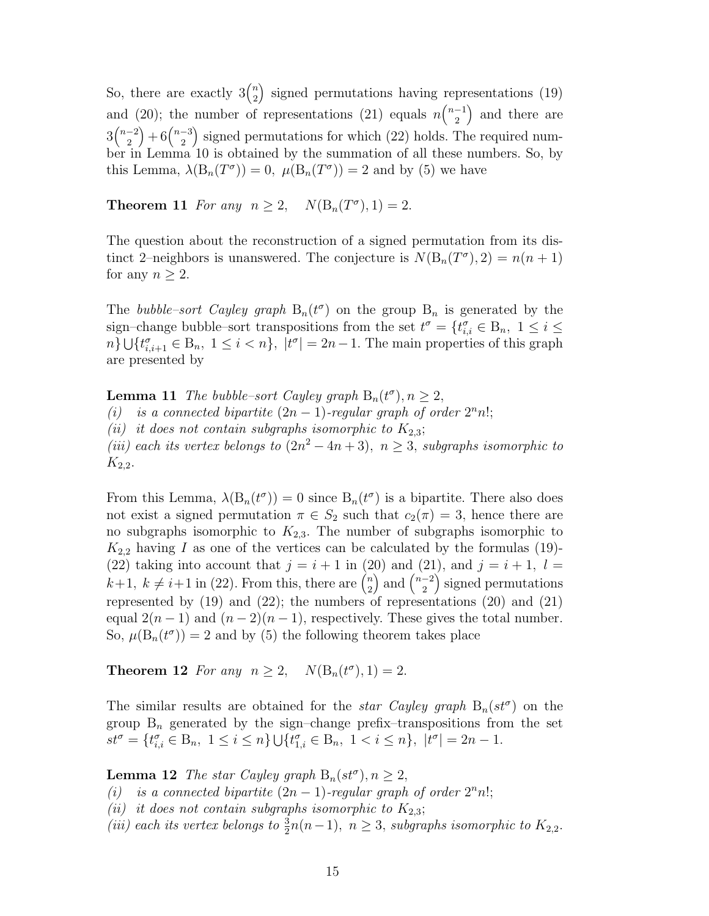So, there are exactly $3\binom{n}{2}$ signed permutations having representations (19) and (20); the number of representations (21) equals $n\binom{n-1}{2}$ and there are $3\binom{n-2}{2}+6\binom{n-3}{2}$ signed permutations for which (22) holds. The required number in Lemma 10 is obtained by the summation of all these numbers. So, by this Lemma, $\lambda(\mathrm{B}_n(T^\sigma))=0,\ \mu(\mathrm{B}_n(T^\sigma))=2$ and by (5) we have

**Theorem 11** *For any* $n\geq 2, \quad N(\mathrm{B}_n(T^\sigma),1)=2.$

The question about the reconstruction of a signed permutation from its distinct 2–neighbors is unanswered. The conjecture is $N(\mathrm{B}_n(T^\sigma),2)=n(n+1)$ for any $n\geq 2$.

The *bubble–sort Cayley graph* $\mathrm{B}_n(t^\sigma)$ on the group $\mathrm{B}_n$ is generated by the sign–change bubble–sort transpositions from the set $t^\sigma=\{t^\sigma_{i,i}\in \mathrm{B}_n,\ 1\leq i\leq n\}\bigcup\{t^\sigma_{i,i+1}\in \mathrm{B}_n,\ 1\leq i<n\},\ |t^\sigma|=2n-1$. The main properties of this graph are presented by

**Lemma 11** *The bubble–sort Cayley graph* $\mathrm{B}_n(t^\sigma), n\geq 2,$
*(i) is a connected bipartite* $(2n-1)$*-regular graph of order* $2^n n!$;
*(ii) it does not contain subgraphs isomorphic to* $K_{2,3}$;
*(iii) each its vertex belongs to* $(2n^2-4n+3),\ n\geq 3,$ *subgraphs isomorphic to* $K_{2,2}$.

From this Lemma, $\lambda(\mathrm{B}_n(t^\sigma))=0$ since $\mathrm{B}_n(t^\sigma)$ is a bipartite. There also does not exist a signed permutation $\pi\in S_2$ such that $c_2(\pi)=3$, hence there are no subgraphs isomorphic to $K_{2,3}$. The number of subgraphs isomorphic to $K_{2,2}$ having $I$ as one of the vertices can be calculated by the formulas (19)-(22) taking into account that $j=i+1$ in (20) and (21), and $j=i+1,\ l=k+1,\ k\neq i+1$ in (22). From this, there are $\binom{n}{2}$ and $\binom{n-2}{2}$ signed permutations represented by (19) and (22); the numbers of representations (20) and (21) equal $2(n-1)$ and $(n-2)(n-1)$, respectively. These gives the total number. So, $\mu(\mathrm{B}_n(t^\sigma))=2$ and by (5) the following theorem takes place

**Theorem 12** *For any* $n\geq 2, \quad N(\mathrm{B}_n(t^\sigma),1)=2.$

The similar results are obtained for the *star Cayley graph* $\mathrm{B}_n(st^\sigma)$ on the group $\mathrm{B}_n$ generated by the sign–change prefix–transpositions from the set $st^\sigma=\{t^\sigma_{i,i}\in \mathrm{B}_n,\ 1\leq i\leq n\}\bigcup\{t^\sigma_{1,i}\in \mathrm{B}_n,\ 1<i\leq n\},\ |t^\sigma|=2n-1$.

**Lemma 12** *The star Cayley graph* $\mathrm{B}_n(st^\sigma), n\geq 2,$
*(i) is a connected bipartite* $(2n-1)$*-regular graph of order* $2^n n!$;
*(ii) it does not contain subgraphs isomorphic to* $K_{2,3}$;
*(iii) each its vertex belongs to* $\frac{3}{2}n(n-1),\ n\geq 3,$ *subgraphs isomorphic to* $K_{2,2}$.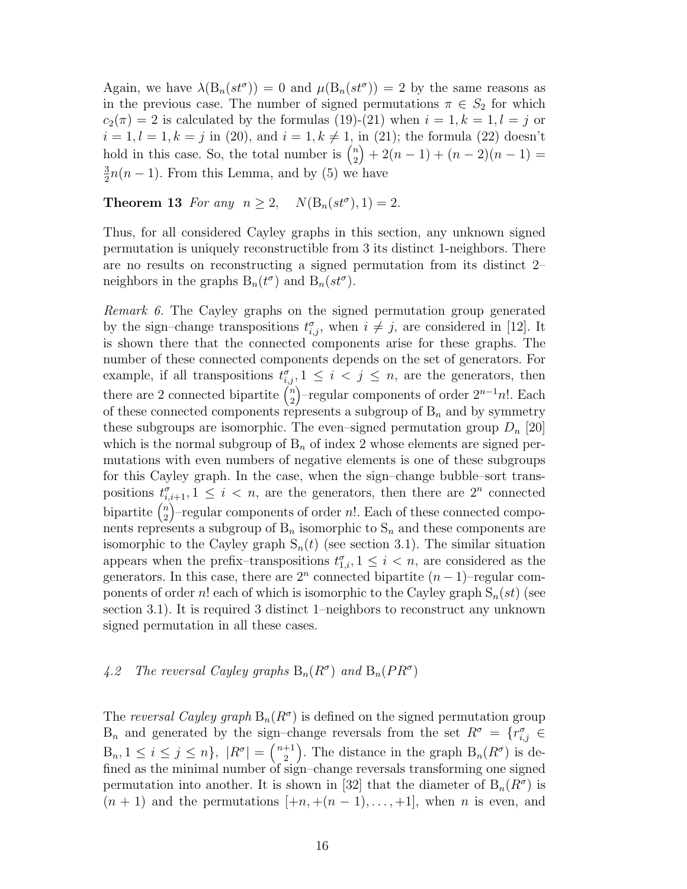Again, we have $\lambda(\mathrm{B}_n(st^\sigma)) = 0$ and $\mu(\mathrm{B}_n(st^\sigma)) = 2$ by the same reasons as in the previous case. The number of signed permutations $\pi \in S_2$ for which $c_2(\pi) = 2$ is calculated by the formulas (19)-(21) when $i = 1, k = 1, l = j$ or $i = 1, l = 1, k = j$ in (20), and $i = 1, k \neq 1$, in (21); the formula (22) doesn't hold in this case. So, the total number is $\binom{n}{2} + 2(n-1) + (n-2)(n-1) = \frac{3}{2}n(n-1)$. From this Lemma, and by (5) we have

**Theorem 13** *For any* $n \geq 2$, $N(\mathrm{B}_n(st^\sigma), 1) = 2$.

Thus, for all considered Cayley graphs in this section, any unknown signed permutation is uniquely reconstructible from 3 its distinct 1-neighbors. There are no results on reconstructing a signed permutation from its distinct 2–neighbors in the graphs $\mathrm{B}_n(t^\sigma)$ and $\mathrm{B}_n(st^\sigma)$.

*Remark 6.* The Cayley graphs on the signed permutation group generated by the sign–change transpositions $t^\sigma_{i,j}$, when $i \neq j$, are considered in [12]. It is shown there that the connected components arise for these graphs. The number of these connected components depends on the set of generators. For example, if all transpositions $t^\sigma_{i,j}, 1 \leq i < j \leq n$, are the generators, then there are 2 connected bipartite $\binom{n}{2}$–regular components of order $2^{n-1}n!$. Each of these connected components represents a subgroup of $\mathrm{B}_n$ and by symmetry these subgroups are isomorphic. The even–signed permutation group $D_n$ [20] which is the normal subgroup of $\mathrm{B}_n$ of index 2 whose elements are signed permutations with even numbers of negative elements is one of these subgroups for this Cayley graph. In the case, when the sign–change bubble–sort transpositions $t^\sigma_{i,i+1}, 1 \leq i < n$, are the generators, then there are $2^n$ connected bipartite $\binom{n}{2}$–regular components of order $n!$. Each of these connected components represents a subgroup of $\mathrm{B}_n$ isomorphic to $\mathrm{S}_n$ and these components are isomorphic to the Cayley graph $\mathrm{S}_n(t)$ (see section 3.1). The similar situation appears when the prefix–transpositions $t^\sigma_{1,i}, 1 \leq i < n$, are considered as the generators. In this case, there are $2^n$ connected bipartite $(n-1)$–regular components of order $n!$ each of which is isomorphic to the Cayley graph $\mathrm{S}_n(st)$ (see section 3.1). It is required 3 distinct 1–neighbors to reconstruct any unknown signed permutation in all these cases.

### 4.2 The reversal Cayley graphs $\mathrm{B}_n(R^\sigma)$ and $\mathrm{B}_n(PR^\sigma)$

The *reversal Cayley graph* $\mathrm{B}_n(R^\sigma)$ is defined on the signed permutation group $\mathrm{B}_n$ and generated by the sign–change reversals from the set $R^\sigma = \{r^\sigma_{i,j} \in \mathrm{B}_n, 1 \leq i \leq j \leq n\}$, $|R^\sigma| = \binom{n+1}{2}$. The distance in the graph $\mathrm{B}_n(R^\sigma)$ is defined as the minimal number of sign–change reversals transforming one signed permutation into another. It is shown in [32] that the diameter of $\mathrm{B}_n(R^\sigma)$ is $(n+1)$ and the permutations $[+n, +(n-1), \ldots, +1]$, when $n$ is even, and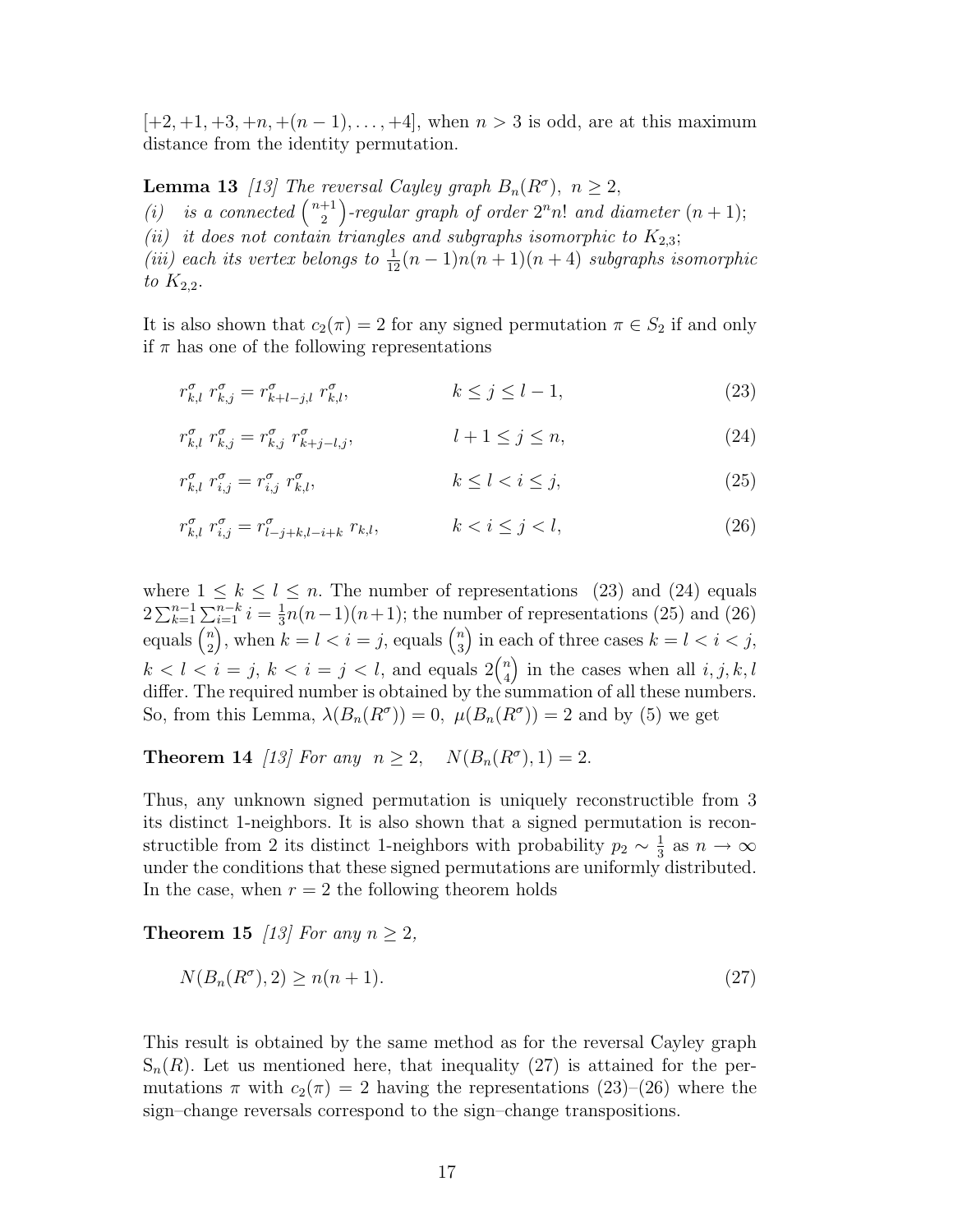$[+2, +1, +3, +n, +(n-1), \ldots, +4]$, when $n > 3$ is odd, are at this maximum distance from the identity permutation.

**Lemma 13** *[13] The reversal Cayley graph $B_n(R^\sigma)$, $n \geq 2$,*
*(i) is a connected $\binom{n+1}{2}$-regular graph of order $2^n n!$ and diameter $(n+1)$;*
*(ii) it does not contain triangles and subgraphs isomorphic to $K_{2,3}$;*
*(iii) each its vertex belongs to $\frac{1}{12}(n-1)n(n+1)(n+4)$ subgraphs isomorphic to $K_{2,2}$.*

It is also shown that $c_2(\pi) = 2$ for any signed permutation $\pi \in S_2$ if and only if $\pi$ has one of the following representations

$$r^\sigma_{k,l}\ r^\sigma_{k,j} = r^\sigma_{k+l-j,l}\ r^\sigma_{k,l}, \qquad k \leq j \leq l-1, \tag{23}$$

$$r^\sigma_{k,l}\ r^\sigma_{k,j} = r^\sigma_{k,j}\ r^\sigma_{k+j-l,j}, \qquad l+1 \leq j \leq n, \tag{24}$$

$$r^\sigma_{k,l}\ r^\sigma_{i,j} = r^\sigma_{i,j}\ r^\sigma_{k,l}, \qquad k \leq l < i \leq j, \tag{25}$$

$$r^\sigma_{k,l}\ r^\sigma_{i,j} = r^\sigma_{l-j+k,l-i+k}\ r_{k,l}, \qquad k < i \leq j < l, \tag{26}$$

where $1 \leq k \leq l \leq n$. The number of representations (23) and (24) equals $2\sum_{k=1}^{n-1}\sum_{i=1}^{n-k} i = \frac{1}{3}n(n-1)(n+1)$; the number of representations (25) and (26) equals $\binom{n}{2}$, when $k = l < i = j$, equals $\binom{n}{3}$ in each of three cases $k = l < i < j$, $k < l < i = j$, $k < i = j < l$, and equals $2\binom{n}{4}$ in the cases when all $i, j, k, l$ differ. The required number is obtained by the summation of all these numbers. So, from this Lemma, $\lambda(B_n(R^\sigma)) = 0$, $\mu(B_n(R^\sigma)) = 2$ and by (5) we get

**Theorem 14** *[13] For any $n \geq 2$, $N(B_n(R^\sigma), 1) = 2$.*

Thus, any unknown signed permutation is uniquely reconstructible from 3 its distinct 1-neighbors. It is also shown that a signed permutation is reconstructible from 2 its distinct 1-neighbors with probability $p_2 \sim \frac{1}{3}$ as $n \to \infty$ under the conditions that these signed permutations are uniformly distributed. In the case, when $r = 2$ the following theorem holds

**Theorem 15** *[13] For any $n \geq 2$,*

$$N(B_n(R^\sigma), 2) \geq n(n+1). \tag{27}$$

This result is obtained by the same method as for the reversal Cayley graph $\mathrm{S}_n(R)$. Let us mentioned here, that inequality (27) is attained for the permutations $\pi$ with $c_2(\pi) = 2$ having the representations (23)–(26) where the sign–change reversals correspond to the sign–change transpositions.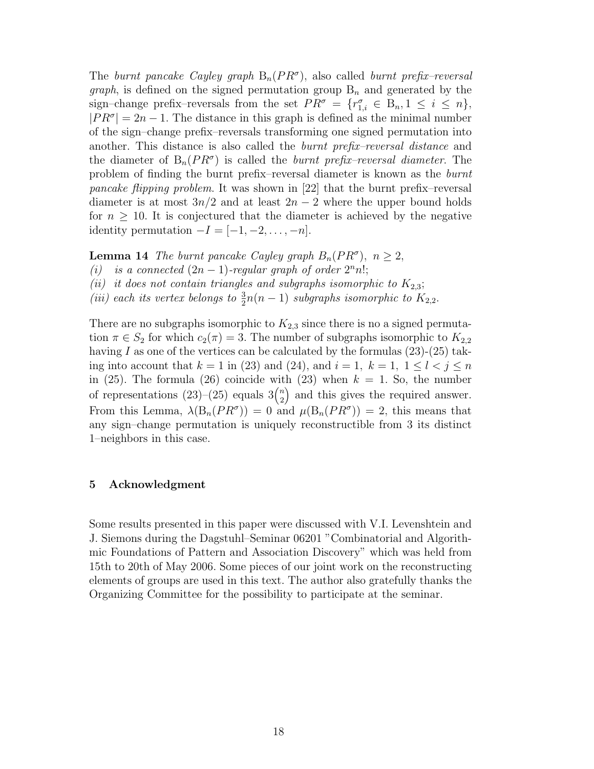The *burnt pancake Cayley graph* $\mathrm{B}_n(PR^\sigma)$, also called *burnt prefix–reversal graph*, is defined on the signed permutation group $\mathrm{B}_n$ and generated by the sign–change prefix–reversals from the set $PR^\sigma = \{r^\sigma_{1,i} \in \mathrm{B}_n, 1 \leq i \leq n\}$, $|PR^\sigma| = 2n - 1$. The distance in this graph is defined as the minimal number of the sign–change prefix–reversals transforming one signed permutation into another. This distance is also called the *burnt prefix–reversal distance* and the diameter of $\mathrm{B}_n(PR^\sigma)$ is called the *burnt prefix–reversal diameter*. The problem of finding the burnt prefix–reversal diameter is known as the *burnt pancake flipping problem*. It was shown in [22] that the burnt prefix–reversal diameter is at most $3n/2$ and at least $2n - 2$ where the upper bound holds for $n \geq 10$. It is conjectured that the diameter is achieved by the negative identity permutation $-I = [-1, -2, \ldots, -n]$.

**Lemma 14** *The burnt pancake Cayley graph $B_n(PR^\sigma)$, $n \geq 2$,*
*(i) is a connected $(2n-1)$-regular graph of order $2^n n!$;*
*(ii) it does not contain triangles and subgraphs isomorphic to $K_{2,3}$;*
*(iii) each its vertex belongs to $\frac{3}{2}n(n-1)$ subgraphs isomorphic to $K_{2,2}$.*

There are no subgraphs isomorphic to $K_{2,3}$ since there is no a signed permutation $\pi \in S_2$ for which $c_2(\pi) = 3$. The number of subgraphs isomorphic to $K_{2,2}$ having $I$ as one of the vertices can be calculated by the formulas (23)-(25) taking into account that $k = 1$ in (23) and (24), and $i = 1,\ k = 1,\ 1 \leq l < j \leq n$ in (25). The formula (26) coincide with (23) when $k = 1$. So, the number of representations (23)–(25) equals $3\binom{n}{2}$ and this gives the required answer. From this Lemma, $\lambda(\mathrm{B}_n(PR^\sigma)) = 0$ and $\mu(\mathrm{B}_n(PR^\sigma)) = 2$, this means that any sign–change permutation is uniquely reconstructible from 3 its distinct 1–neighbors in this case.

## 5 Acknowledgment

Some results presented in this paper were discussed with V.I. Levenshtein and J. Siemons during the Dagstuhl–Seminar 06201 "Combinatorial and Algorithmic Foundations of Pattern and Association Discovery" which was held from 15th to 20th of May 2006. Some pieces of our joint work on the reconstructing elements of groups are used in this text. The author also gratefully thanks the Organizing Committee for the possibility to participate at the seminar.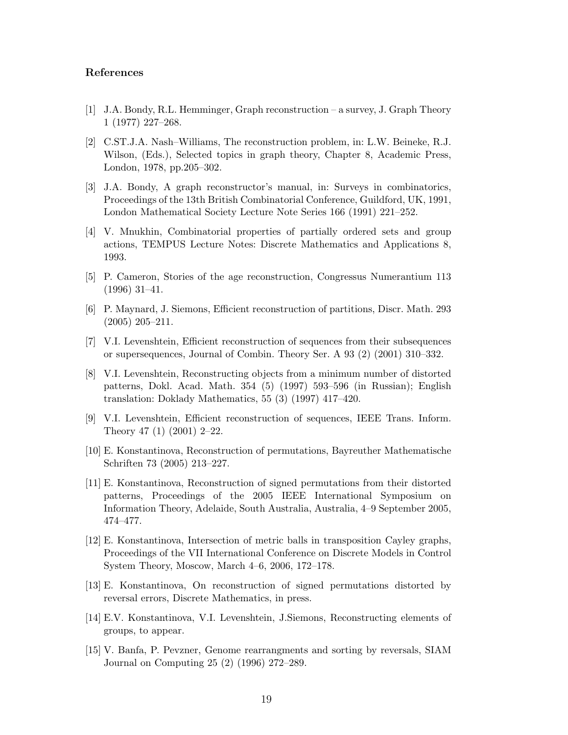### References

[1] J.A. Bondy, R.L. Hemminger, Graph reconstruction – a survey, J. Graph Theory 1 (1977) 227–268.

[2] C.ST.J.A. Nash–Williams, The reconstruction problem, in: L.W. Beineke, R.J. Wilson, (Eds.), Selected topics in graph theory, Chapter 8, Academic Press, London, 1978, pp.205–302.

[3] J.A. Bondy, A graph reconstructor's manual, in: Surveys in combinatorics, Proceedings of the 13th British Combinatorial Conference, Guildford, UK, 1991, London Mathematical Society Lecture Note Series 166 (1991) 221–252.

[4] V. Mnukhin, Combinatorial properties of partially ordered sets and group actions, TEMPUS Lecture Notes: Discrete Mathematics and Applications 8, 1993.

[5] P. Cameron, Stories of the age reconstruction, Congressus Numerantium 113 (1996) 31–41.

[6] P. Maynard, J. Siemons, Efficient reconstruction of partitions, Discr. Math. 293 (2005) 205–211.

[7] V.I. Levenshtein, Efficient reconstruction of sequences from their subsequences or supersequences, Journal of Combin. Theory Ser. A 93 (2) (2001) 310–332.

[8] V.I. Levenshtein, Reconstructing objects from a minimum number of distorted patterns, Dokl. Acad. Math. 354 (5) (1997) 593–596 (in Russian); English translation: Doklady Mathematics, 55 (3) (1997) 417–420.

[9] V.I. Levenshtein, Efficient reconstruction of sequences, IEEE Trans. Inform. Theory 47 (1) (2001) 2–22.

[10] E. Konstantinova, Reconstruction of permutations, Bayreuther Mathematische Schriften 73 (2005) 213–227.

[11] E. Konstantinova, Reconstruction of signed permutations from their distorted patterns, Proceedings of the 2005 IEEE International Symposium on Information Theory, Adelaide, South Australia, Australia, 4–9 September 2005, 474–477.

[12] E. Konstantinova, Intersection of metric balls in transposition Cayley graphs, Proceedings of the VII International Conference on Discrete Models in Control System Theory, Moscow, March 4–6, 2006, 172–178.

[13] E. Konstantinova, On reconstruction of signed permutations distorted by reversal errors, Discrete Mathematics, in press.

[14] E.V. Konstantinova, V.I. Levenshtein, J.Siemons, Reconstructing elements of groups, to appear.

[15] V. Banfa, P. Pevzner, Genome rearrangments and sorting by reversals, SIAM Journal on Computing 25 (2) (1996) 272–289.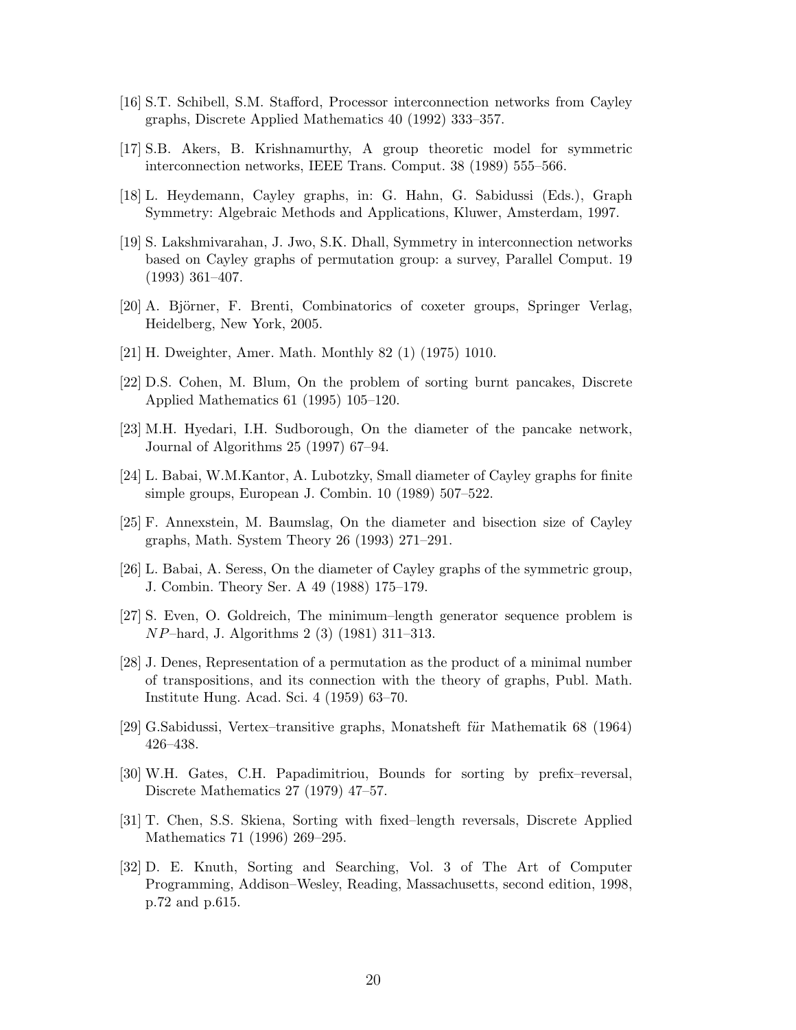[16] S.T. Schibell, S.M. Stafford, Processor interconnection networks from Cayley graphs, Discrete Applied Mathematics 40 (1992) 333–357.

[17] S.B. Akers, B. Krishnamurthy, A group theoretic model for symmetric interconnection networks, IEEE Trans. Comput. 38 (1989) 555–566.

[18] L. Heydemann, Cayley graphs, in: G. Hahn, G. Sabidussi (Eds.), Graph Symmetry: Algebraic Methods and Applications, Kluwer, Amsterdam, 1997.

[19] S. Lakshmivarahan, J. Jwo, S.K. Dhall, Symmetry in interconnection networks based on Cayley graphs of permutation group: a survey, Parallel Comput. 19 (1993) 361–407.

[20] A. Björner, F. Brenti, Combinatorics of coxeter groups, Springer Verlag, Heidelberg, New York, 2005.

[21] H. Dweighter, Amer. Math. Monthly 82 (1) (1975) 1010.

[22] D.S. Cohen, M. Blum, On the problem of sorting burnt pancakes, Discrete Applied Mathematics 61 (1995) 105–120.

[23] M.H. Hyedari, I.H. Sudborough, On the diameter of the pancake network, Journal of Algorithms 25 (1997) 67–94.

[24] L. Babai, W.M.Kantor, A. Lubotzky, Small diameter of Cayley graphs for finite simple groups, European J. Combin. 10 (1989) 507–522.

[25] F. Annexstein, M. Baumslag, On the diameter and bisection size of Cayley graphs, Math. System Theory 26 (1993) 271–291.

[26] L. Babai, A. Seress, On the diameter of Cayley graphs of the symmetric group, J. Combin. Theory Ser. A 49 (1988) 175–179.

[27] S. Even, O. Goldreich, The minimum–length generator sequence problem is $NP$–hard, J. Algorithms 2 (3) (1981) 311–313.

[28] J. Denes, Representation of a permutation as the product of a minimal number of transpositions, and its connection with the theory of graphs, Publ. Math. Institute Hung. Acad. Sci. 4 (1959) 63–70.

[29] G.Sabidussi, Vertex–transitive graphs, Monatsheft für Mathematik 68 (1964) 426–438.

[30] W.H. Gates, C.H. Papadimitriou, Bounds for sorting by prefix–reversal, Discrete Mathematics 27 (1979) 47–57.

[31] T. Chen, S.S. Skiena, Sorting with fixed–length reversals, Discrete Applied Mathematics 71 (1996) 269–295.

[32] D. E. Knuth, Sorting and Searching, Vol. 3 of The Art of Computer Programming, Addison–Wesley, Reading, Massachusetts, second edition, 1998, p.72 and p.615.